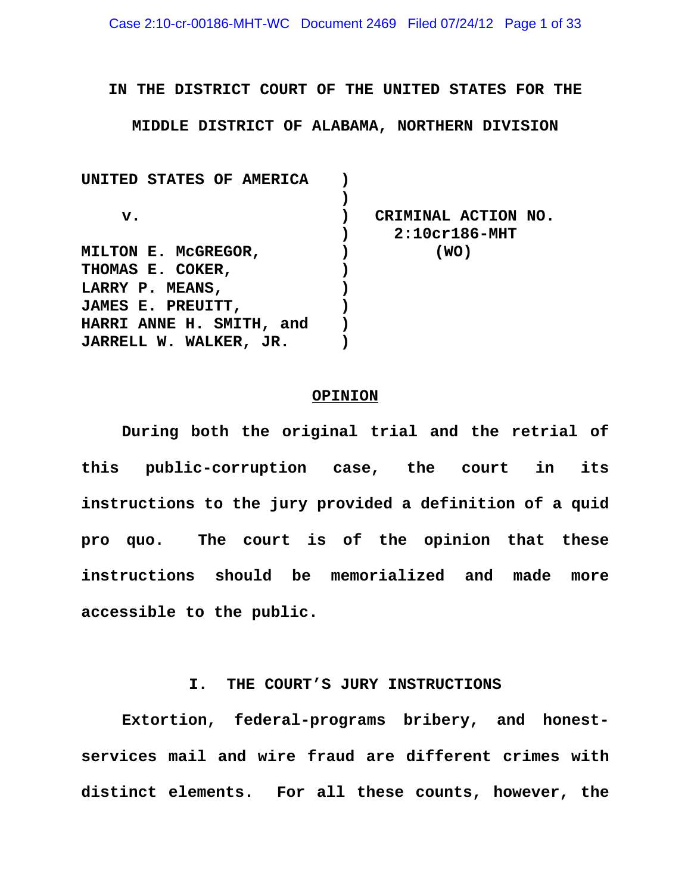IN THE DISTRICT COURT OF THE UNITED STATES FOR THE MIDDLE DISTRICT OF ALABAMA, NORTHERN DIVISION

| | | |
|---|---|---|
| UNITED STATES OF AMERICA | ) | |
| | ) | |
| v. | ) | CRIMINAL ACTION NO. |
| | ) | 2:10cr186-MHT |
| MILTON E. McGREGOR, | ) | (WO) |
| THOMAS E. COKER, | ) | |
| LARRY P. MEANS, | ) | |
| JAMES E. PREUITT, | ) | |
| HARRI ANNE H. SMITH, and | ) | |
| JARRELL W. WALKER, JR. | ) | |

## OPINION

During both the original trial and the retrial of this public-corruption case, the court in its instructions to the jury provided a definition of a quid pro quo. The court is of the opinion that these instructions should be memorialized and made more accessible to the public.

## I. THE COURT'S JURY INSTRUCTIONS

Extortion, federal-programs bribery, and honest-services mail and wire fraud are different crimes with distinct elements. For all these counts, however, the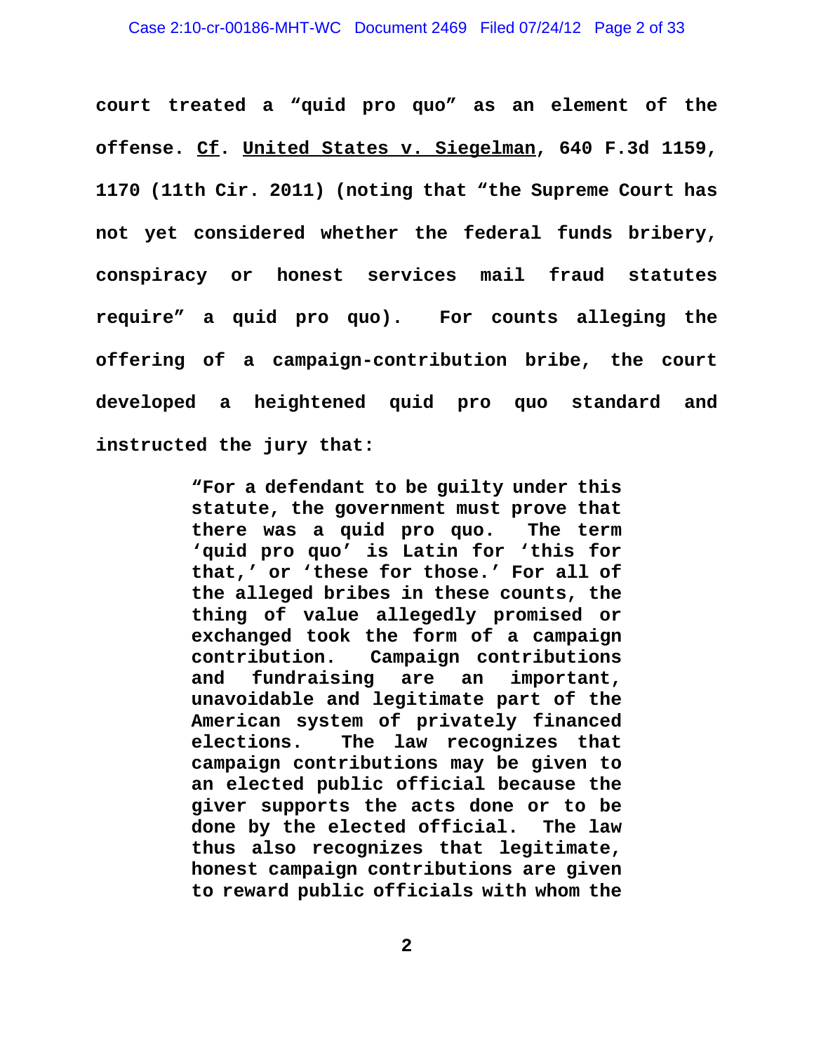**court treated a "quid pro quo" as an element of the offense. Cf. United States v. Siegelman, 640 F.3d 1159, 1170 (11th Cir. 2011) (noting that "the Supreme Court has not yet considered whether the federal funds bribery, conspiracy or honest services mail fraud statutes require" a quid pro quo). For counts alleging the offering of a campaign-contribution bribe, the court developed a heightened quid pro quo standard and instructed the jury that:**

> **"For a defendant to be guilty under this statute, the government must prove that there was a quid pro quo. The term 'quid pro quo' is Latin for 'this for that,' or 'these for those.' For all of the alleged bribes in these counts, the thing of value allegedly promised or exchanged took the form of a campaign contribution. Campaign contributions and fundraising are an important, unavoidable and legitimate part of the American system of privately financed elections. The law recognizes that campaign contributions may be given to an elected public official because the giver supports the acts done or to be done by the elected official. The law thus also recognizes that legitimate, honest campaign contributions are given to reward public officials with whom the**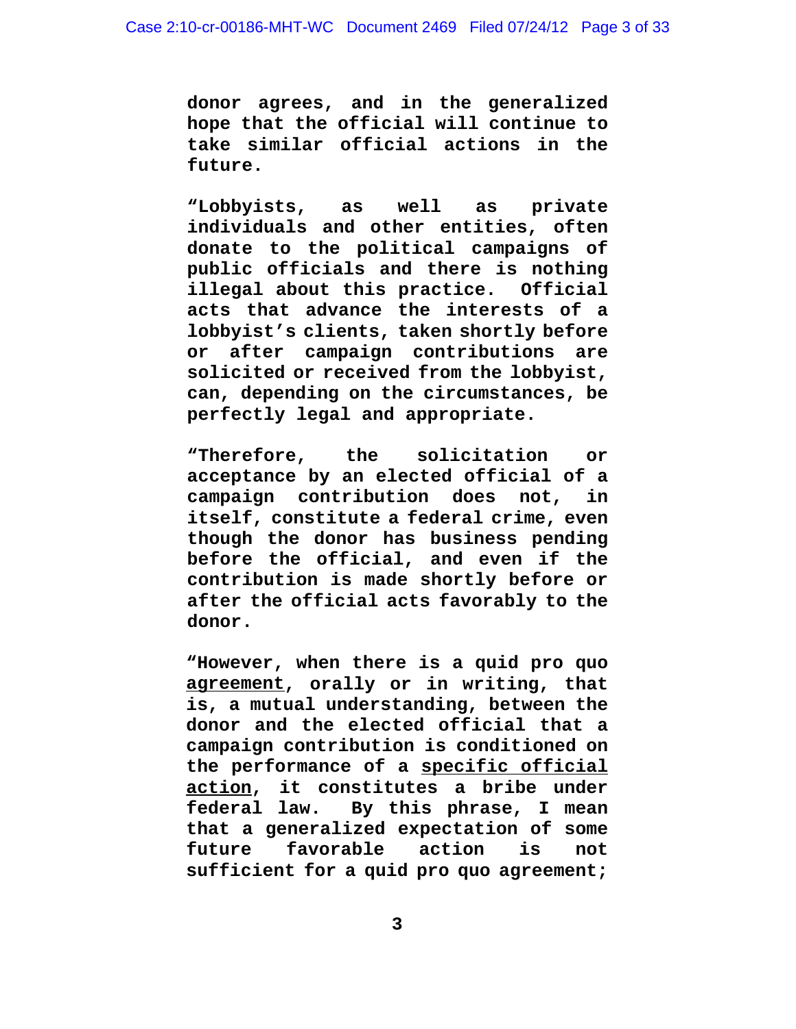**donor agrees, and in the generalized hope that the official will continue to take similar official actions in the future.**

**"Lobbyists, as well as private individuals and other entities, often donate to the political campaigns of public officials and there is nothing illegal about this practice. Official acts that advance the interests of a lobbyist's clients, taken shortly before or after campaign contributions are solicited or received from the lobbyist, can, depending on the circumstances, be perfectly legal and appropriate.**

**"Therefore, the solicitation or acceptance by an elected official of a campaign contribution does not, in itself, constitute a federal crime, even though the donor has business pending before the official, and even if the contribution is made shortly before or after the official acts favorably to the donor.**

**"However, when there is a quid pro quo <u>agreement</u>, orally or in writing, that is, a mutual understanding, between the donor and the elected official that a campaign contribution is conditioned on the performance of a <u>specific official action</u>, it constitutes a bribe under federal law. By this phrase, I mean that a generalized expectation of some future favorable action is not sufficient for a quid pro quo agreement;**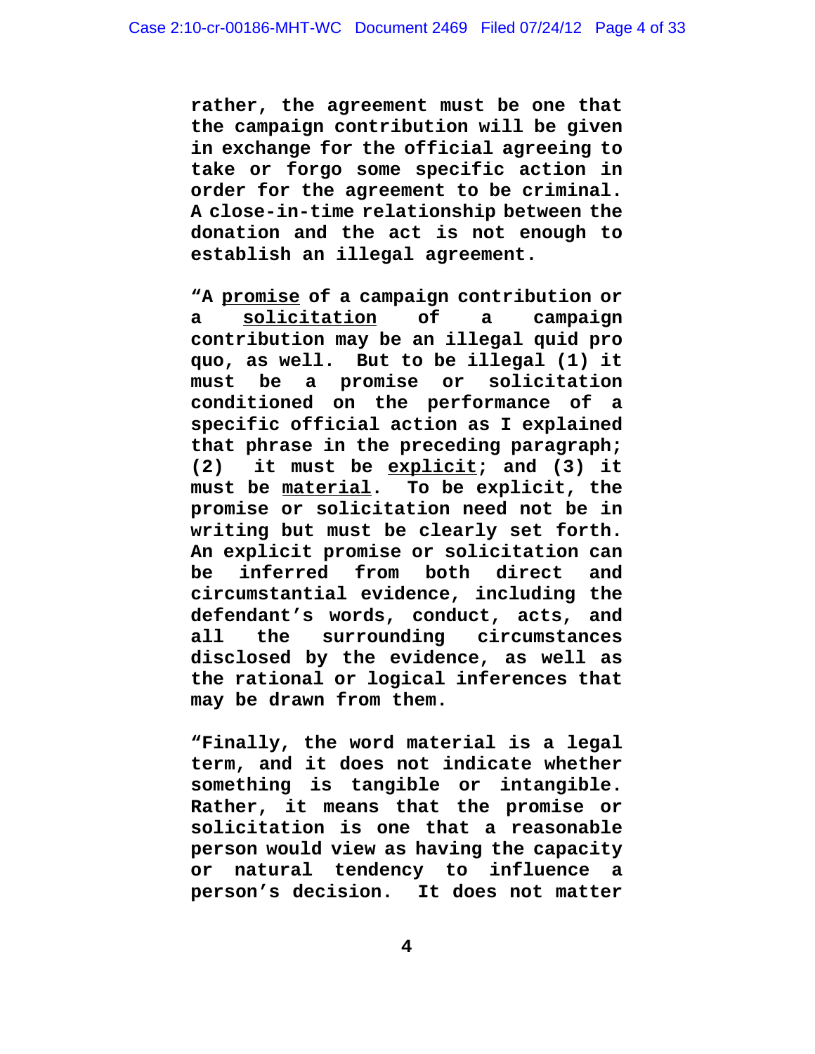**rather, the agreement must be one that the campaign contribution will be given in exchange for the official agreeing to take or forgo some specific action in order for the agreement to be criminal. A close-in-time relationship between the donation and the act is not enough to establish an illegal agreement.**

**"A <u>promise</u> of a campaign contribution or a <u>solicitation</u> of a campaign contribution may be an illegal quid pro quo, as well. But to be illegal (1) it must be a promise or solicitation conditioned on the performance of a specific official action as I explained that phrase in the preceding paragraph; (2) it must be <u>explicit</u>; and (3) it must be <u>material</u>. To be explicit, the promise or solicitation need not be in writing but must be clearly set forth. An explicit promise or solicitation can be inferred from both direct and circumstantial evidence, including the defendant's words, conduct, acts, and all the surrounding circumstances disclosed by the evidence, as well as the rational or logical inferences that may be drawn from them.**

**"Finally, the word material is a legal term, and it does not indicate whether something is tangible or intangible. Rather, it means that the promise or solicitation is one that a reasonable person would view as having the capacity or natural tendency to influence a person's decision. It does not matter**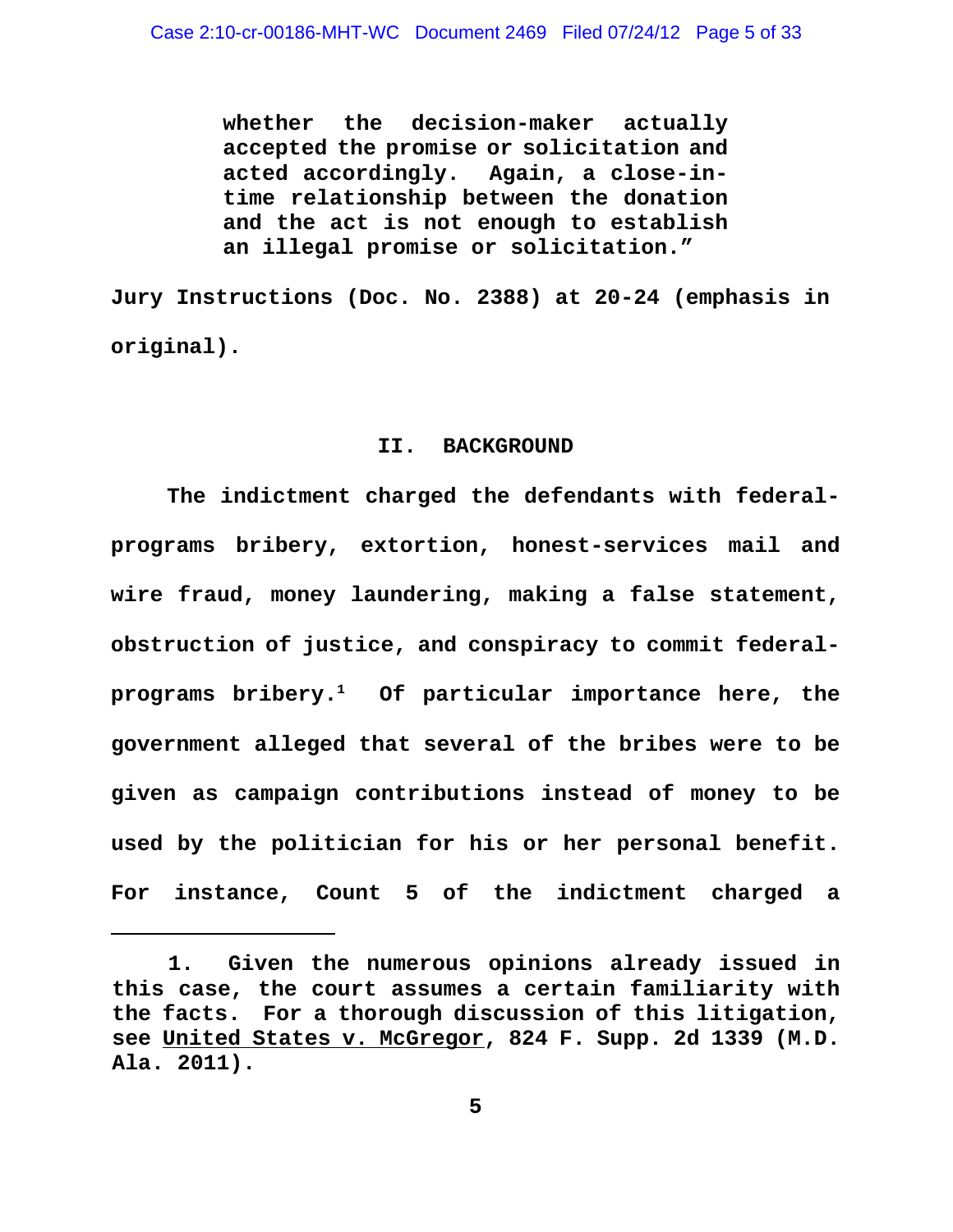> whether the decision-maker actually accepted the promise or solicitation and acted accordingly. Again, a close-in-time relationship between the donation and the act is not enough to establish an illegal promise or solicitation."

Jury Instructions (Doc. No. 2388) at 20-24 (emphasis in original).

## II. BACKGROUND

The indictment charged the defendants with federal-programs bribery, extortion, honest-services mail and wire fraud, money laundering, making a false statement, obstruction of justice, and conspiracy to commit federal-programs bribery.[1] Of particular importance here, the government alleged that several of the bribes were to be given as campaign contributions instead of money to be used by the politician for his or her personal benefit. For instance, Count 5 of the indictment charged a

---

1. Given the numerous opinions already issued in this case, the court assumes a certain familiarity with the facts. For a thorough discussion of this litigation, see United States v. McGregor, 824 F. Supp. 2d 1339 (M.D. Ala. 2011).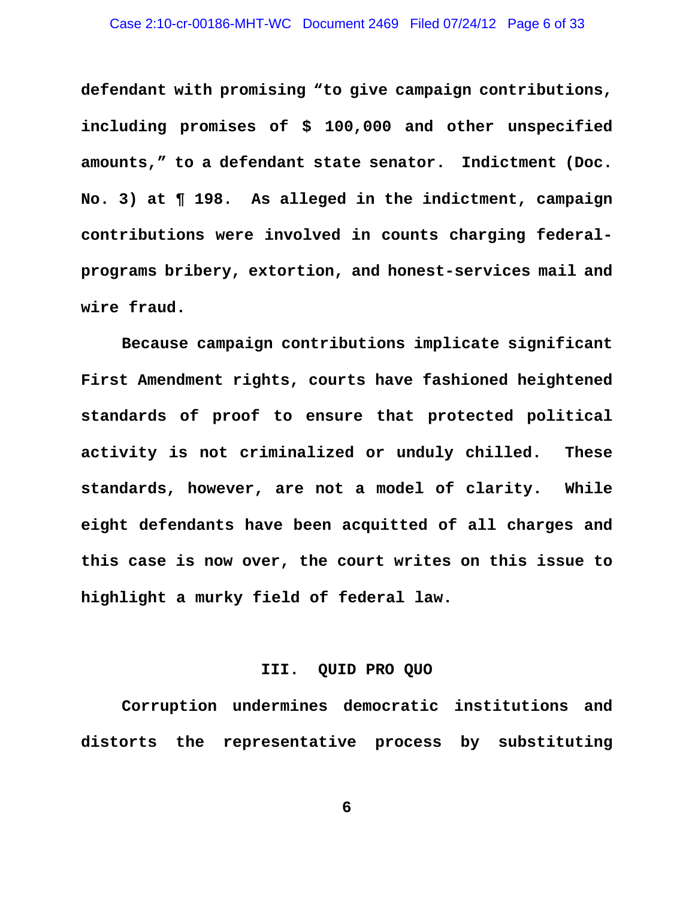defendant with promising "to give campaign contributions, including promises of $ 100,000 and other unspecified amounts," to a defendant state senator. Indictment (Doc. No. 3) at ¶ 198. As alleged in the indictment, campaign contributions were involved in counts charging federal-programs bribery, extortion, and honest-services mail and wire fraud.

Because campaign contributions implicate significant First Amendment rights, courts have fashioned heightened standards of proof to ensure that protected political activity is not criminalized or unduly chilled. These standards, however, are not a model of clarity. While eight defendants have been acquitted of all charges and this case is now over, the court writes on this issue to highlight a murky field of federal law.

## III. QUID PRO QUO

Corruption undermines democratic institutions and distorts the representative process by substituting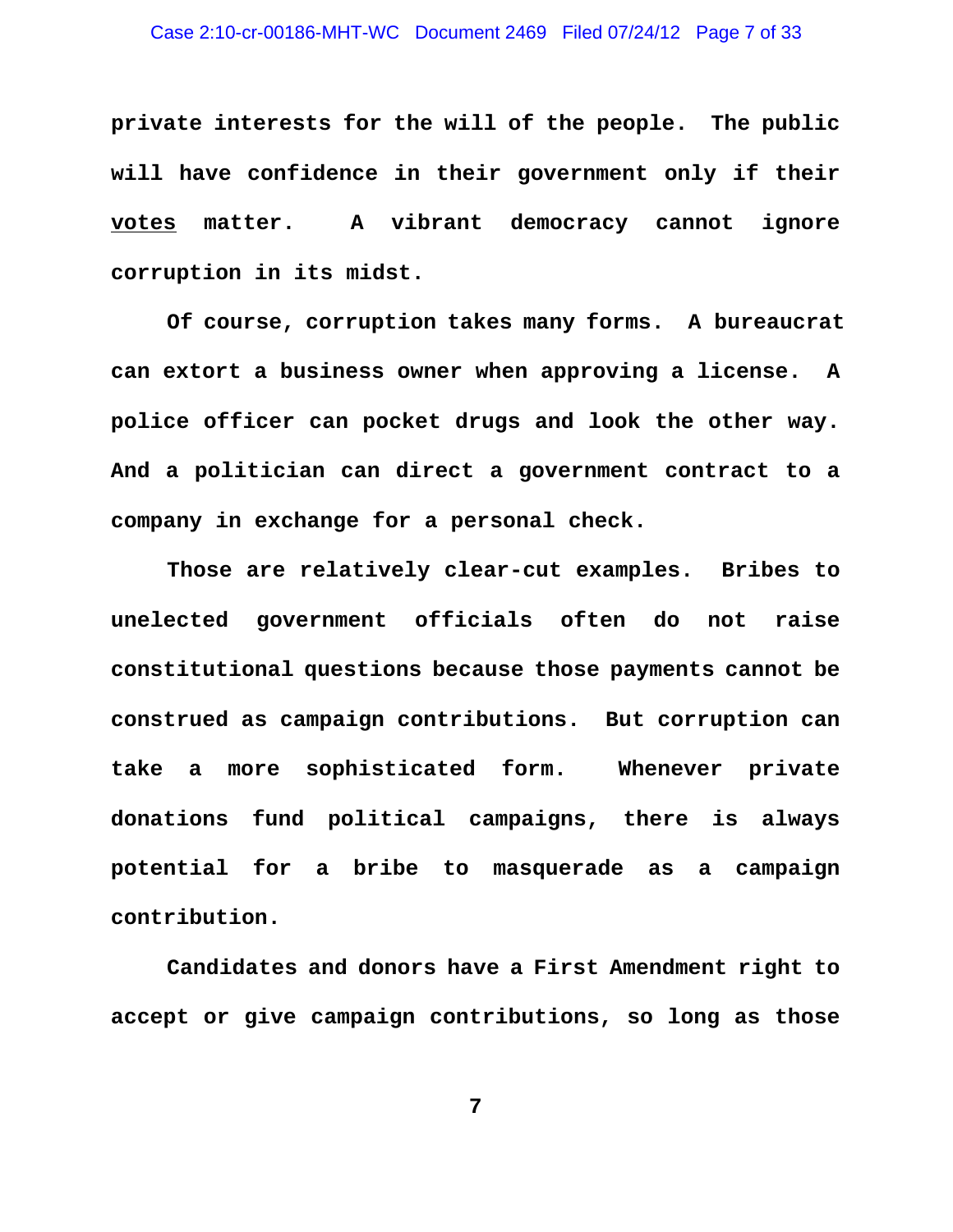**private interests for the will of the people. The public will have confidence in their government only if their <u>votes</u> matter. A vibrant democracy cannot ignore corruption in its midst.**

**Of course, corruption takes many forms. A bureaucrat can extort a business owner when approving a license. A police officer can pocket drugs and look the other way. And a politician can direct a government contract to a company in exchange for a personal check.**

**Those are relatively clear-cut examples. Bribes to unelected government officials often do not raise constitutional questions because those payments cannot be construed as campaign contributions. But corruption can take a more sophisticated form. Whenever private donations fund political campaigns, there is always potential for a bribe to masquerade as a campaign contribution.**

**Candidates and donors have a First Amendment right to accept or give campaign contributions, so long as those**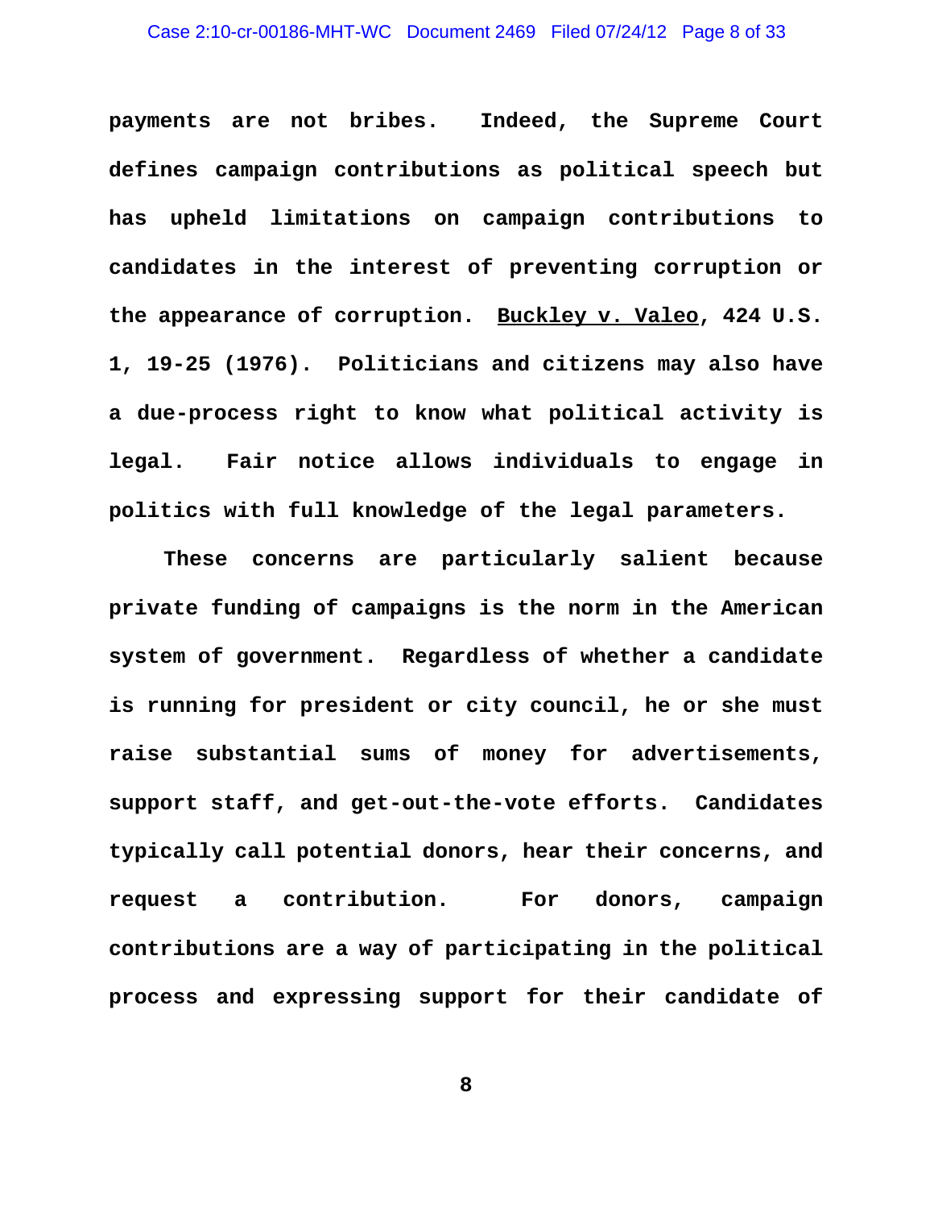payments are not bribes. Indeed, the Supreme Court defines campaign contributions as political speech but has upheld limitations on campaign contributions to candidates in the interest of preventing corruption or the appearance of corruption. Buckley v. Valeo, 424 U.S. 1, 19-25 (1976). Politicians and citizens may also have a due-process right to know what political activity is legal. Fair notice allows individuals to engage in politics with full knowledge of the legal parameters.

These concerns are particularly salient because private funding of campaigns is the norm in the American system of government. Regardless of whether a candidate is running for president or city council, he or she must raise substantial sums of money for advertisements, support staff, and get-out-the-vote efforts. Candidates typically call potential donors, hear their concerns, and request a contribution. For donors, campaign contributions are a way of participating in the political process and expressing support for their candidate of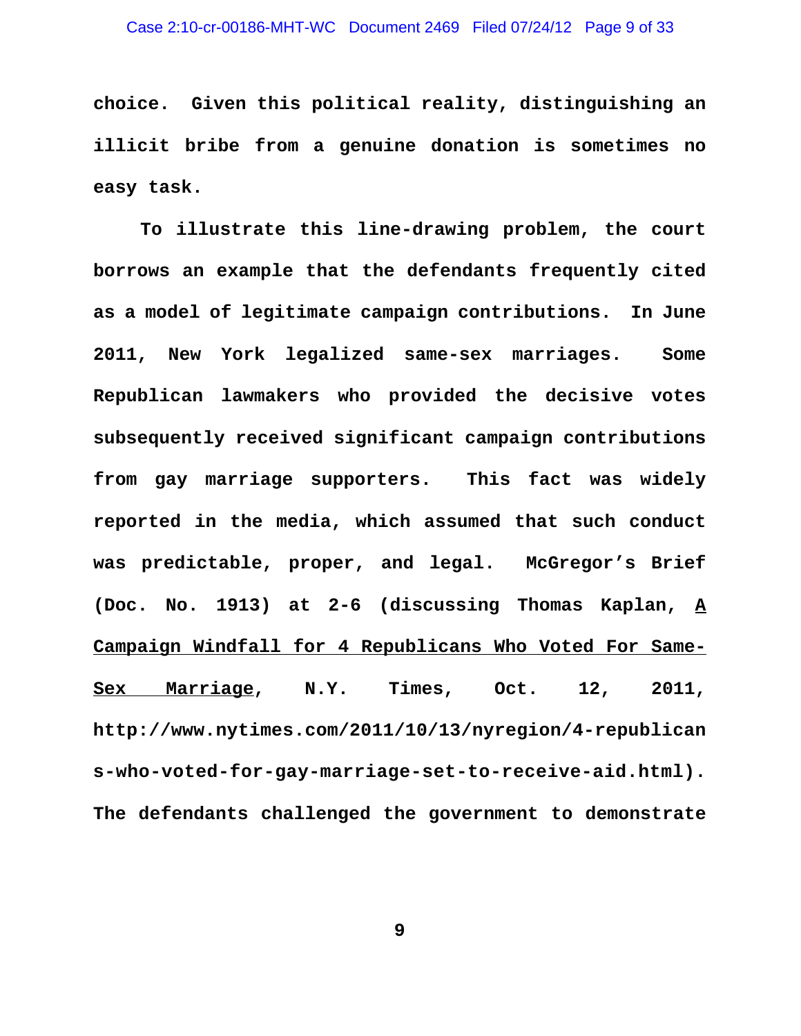**choice. Given this political reality, distinguishing an illicit bribe from a genuine donation is sometimes no easy task.**

**To illustrate this line-drawing problem, the court borrows an example that the defendants frequently cited as a model of legitimate campaign contributions. In June 2011, New York legalized same-sex marriages. Some Republican lawmakers who provided the decisive votes subsequently received significant campaign contributions from gay marriage supporters. This fact was widely reported in the media, which assumed that such conduct was predictable, proper, and legal. McGregor's Brief (Doc. No. 1913) at 2-6 (discussing Thomas Kaplan, <u>A Campaign Windfall for 4 Republicans Who Voted For Same-Sex Marriage</u>, N.Y. Times, Oct. 12, 2011, http://www.nytimes.com/2011/10/13/nyregion/4-republicans-who-voted-for-gay-marriage-set-to-receive-aid.html). The defendants challenged the government to demonstrate**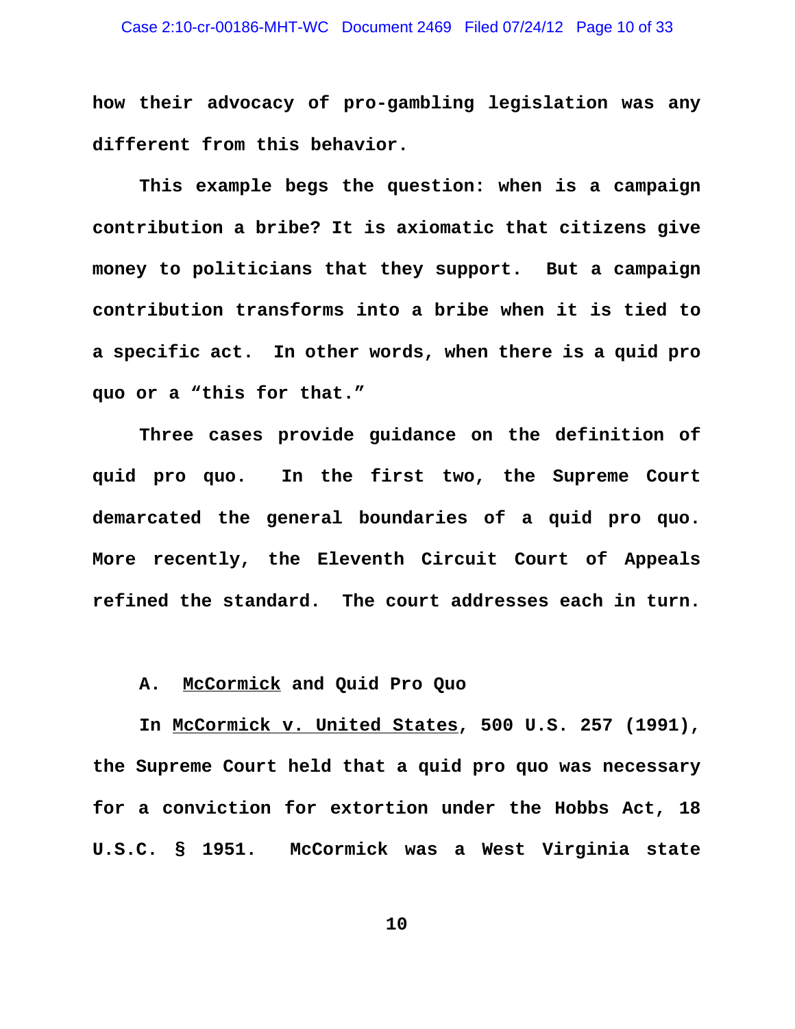how their advocacy of pro-gambling legislation was any different from this behavior.

This example begs the question: when is a campaign contribution a bribe? It is axiomatic that citizens give money to politicians that they support. But a campaign contribution transforms into a bribe when it is tied to a specific act. In other words, when there is a quid pro quo or a "this for that."

Three cases provide guidance on the definition of quid pro quo. In the first two, the Supreme Court demarcated the general boundaries of a quid pro quo. More recently, the Eleventh Circuit Court of Appeals refined the standard. The court addresses each in turn.

### A. McCormick and Quid Pro Quo

In McCormick v. United States, 500 U.S. 257 (1991), the Supreme Court held that a quid pro quo was necessary for a conviction for extortion under the Hobbs Act, 18 U.S.C. § 1951. McCormick was a West Virginia state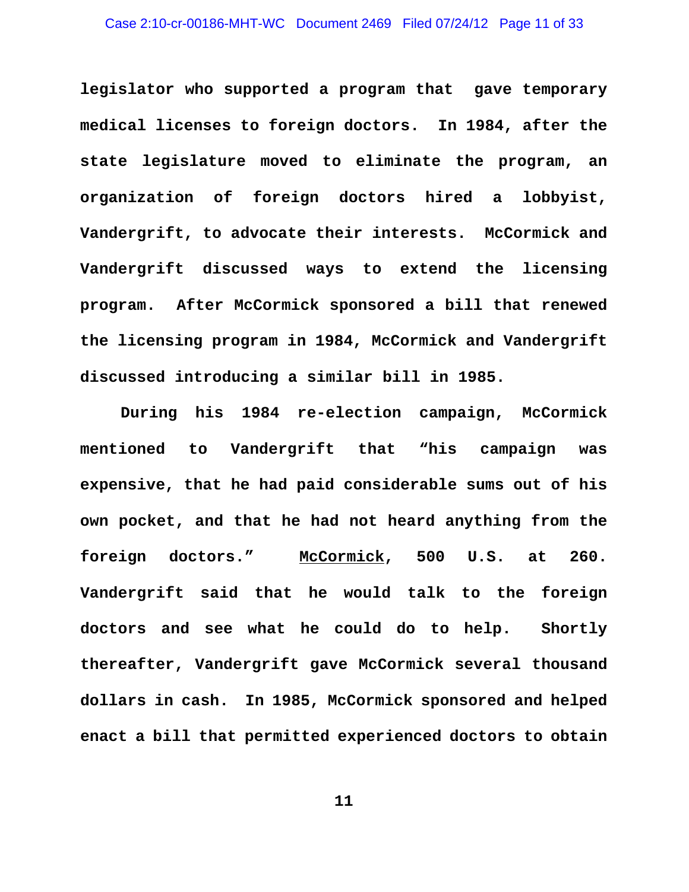legislator who supported a program that gave temporary medical licenses to foreign doctors. In 1984, after the state legislature moved to eliminate the program, an organization of foreign doctors hired a lobbyist, Vandergrift, to advocate their interests. McCormick and Vandergrift discussed ways to extend the licensing program. After McCormick sponsored a bill that renewed the licensing program in 1984, McCormick and Vandergrift discussed introducing a similar bill in 1985.

During his 1984 re-election campaign, McCormick mentioned to Vandergrift that "his campaign was expensive, that he had paid considerable sums out of his own pocket, and that he had not heard anything from the foreign doctors." McCormick, 500 U.S. at 260. Vandergrift said that he would talk to the foreign doctors and see what he could do to help. Shortly thereafter, Vandergrift gave McCormick several thousand dollars in cash. In 1985, McCormick sponsored and helped enact a bill that permitted experienced doctors to obtain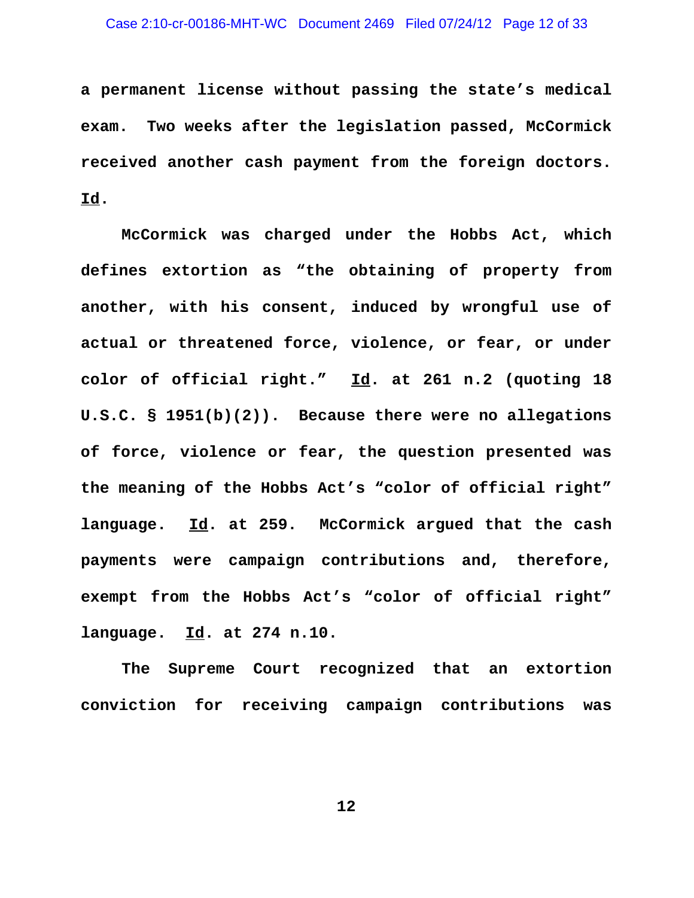a permanent license without passing the state's medical exam. Two weeks after the legislation passed, McCormick received another cash payment from the foreign doctors. Id.

McCormick was charged under the Hobbs Act, which defines extortion as "the obtaining of property from another, with his consent, induced by wrongful use of actual or threatened force, violence, or fear, or under color of official right." Id. at 261 n.2 (quoting 18 U.S.C. § 1951(b)(2)). Because there were no allegations of force, violence or fear, the question presented was the meaning of the Hobbs Act's "color of official right" language. Id. at 259. McCormick argued that the cash payments were campaign contributions and, therefore, exempt from the Hobbs Act's "color of official right" language. Id. at 274 n.10.

The Supreme Court recognized that an extortion conviction for receiving campaign contributions was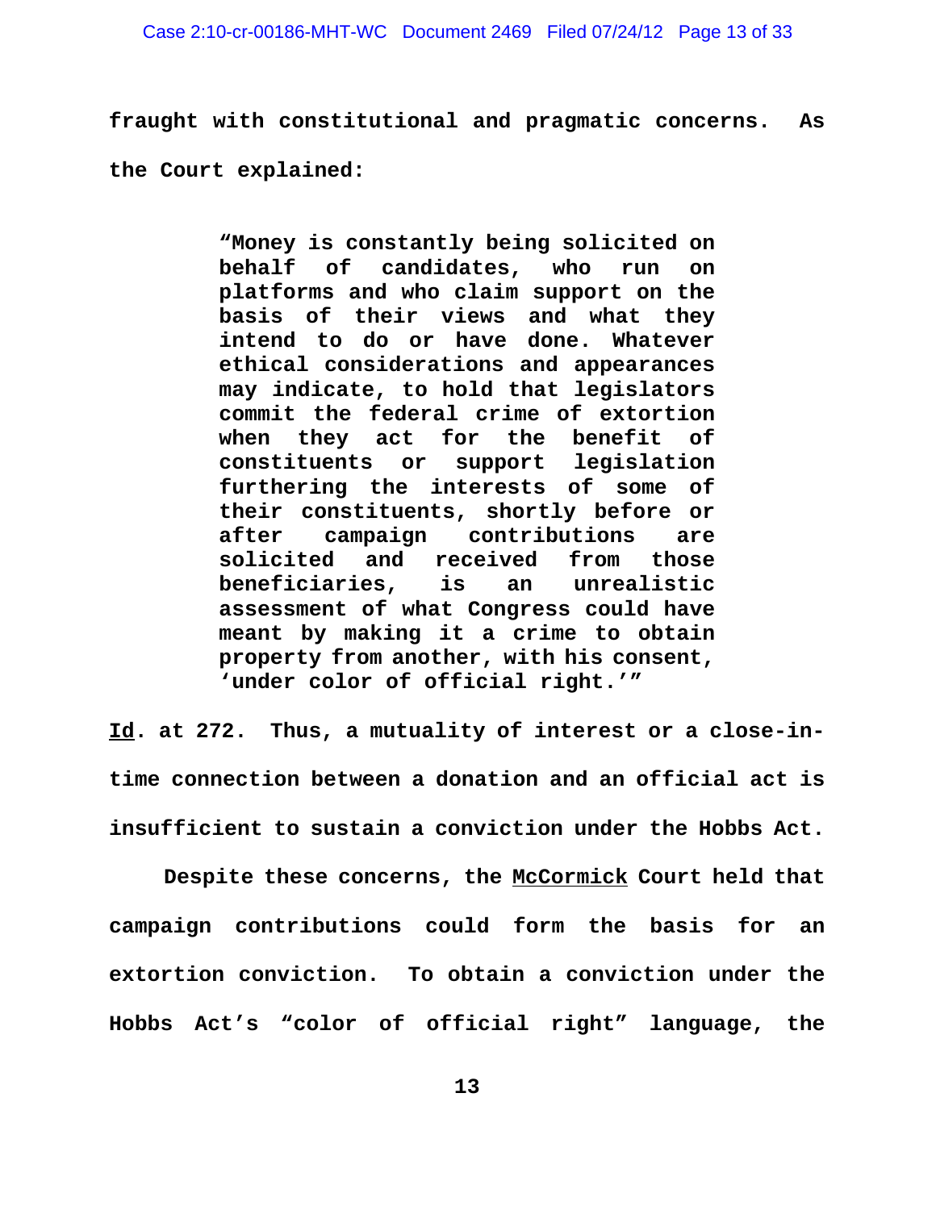fraught with constitutional and pragmatic concerns. As the Court explained:

> "Money is constantly being solicited on behalf of candidates, who run on platforms and who claim support on the basis of their views and what they intend to do or have done. Whatever ethical considerations and appearances may indicate, to hold that legislators commit the federal crime of extortion when they act for the benefit of constituents or support legislation furthering the interests of some of their constituents, shortly before or after campaign contributions are solicited and received from those beneficiaries, is an unrealistic assessment of what Congress could have meant by making it a crime to obtain property from another, with his consent, 'under color of official right.'"

Id. at 272. Thus, a mutuality of interest or a close-in-time connection between a donation and an official act is insufficient to sustain a conviction under the Hobbs Act.

Despite these concerns, the McCormick Court held that campaign contributions could form the basis for an extortion conviction. To obtain a conviction under the Hobbs Act's "color of official right" language, the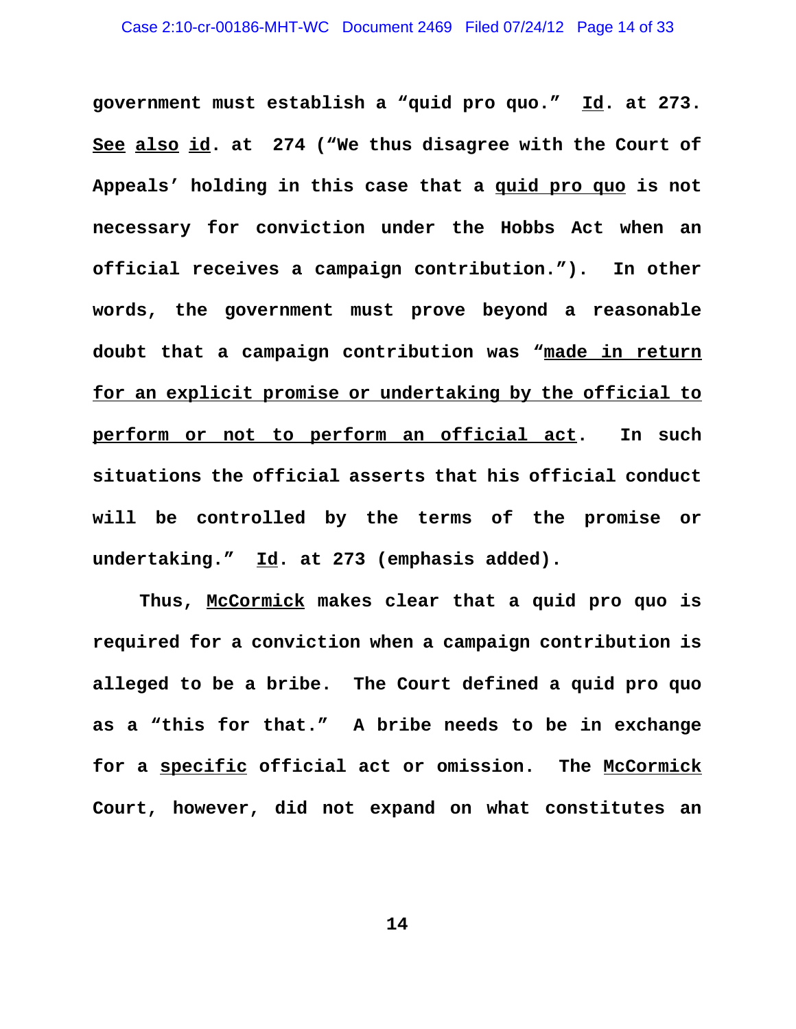government must establish a "quid pro quo." Id. at 273. See also id. at 274 ("We thus disagree with the Court of Appeals' holding in this case that a quid pro quo is not necessary for conviction under the Hobbs Act when an official receives a campaign contribution."). In other words, the government must prove beyond a reasonable doubt that a campaign contribution was "made in return for an explicit promise or undertaking by the official to perform or not to perform an official act. In such situations the official asserts that his official conduct will be controlled by the terms of the promise or undertaking." Id. at 273 (emphasis added).

Thus, McCormick makes clear that a quid pro quo is required for a conviction when a campaign contribution is alleged to be a bribe. The Court defined a quid pro quo as a "this for that." A bribe needs to be in exchange for a specific official act or omission. The McCormick Court, however, did not expand on what constitutes an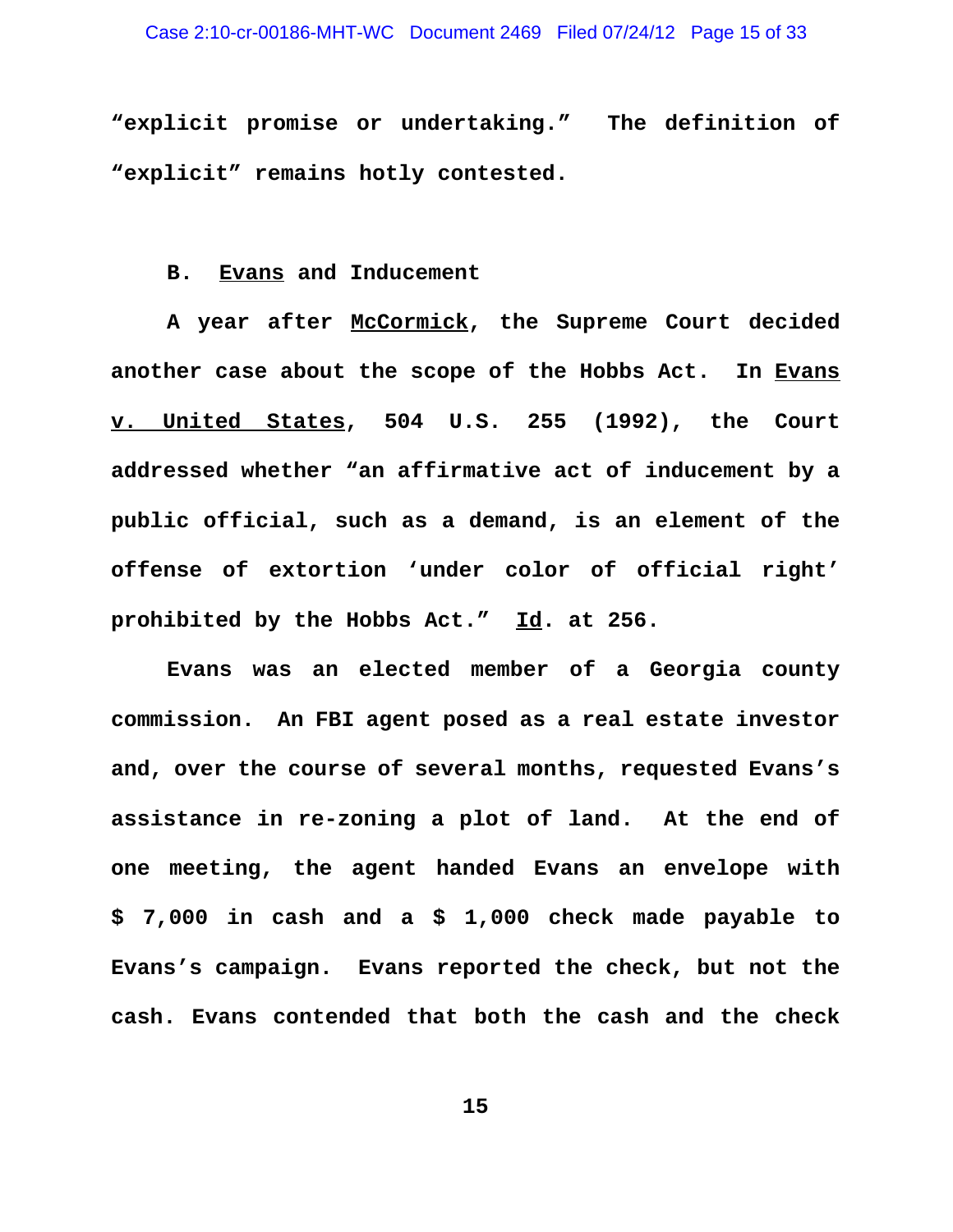"explicit promise or undertaking." The definition of "explicit" remains hotly contested.

### B. Evans and Inducement

A year after McCormick, the Supreme Court decided another case about the scope of the Hobbs Act. In Evans v. United States, 504 U.S. 255 (1992), the Court addressed whether "an affirmative act of inducement by a public official, such as a demand, is an element of the offense of extortion 'under color of official right' prohibited by the Hobbs Act." Id. at 256.

Evans was an elected member of a Georgia county commission. An FBI agent posed as a real estate investor and, over the course of several months, requested Evans's assistance in re-zoning a plot of land. At the end of one meeting, the agent handed Evans an envelope with $ 7,000 in cash and a $ 1,000 check made payable to Evans's campaign. Evans reported the check, but not the cash. Evans contended that both the cash and the check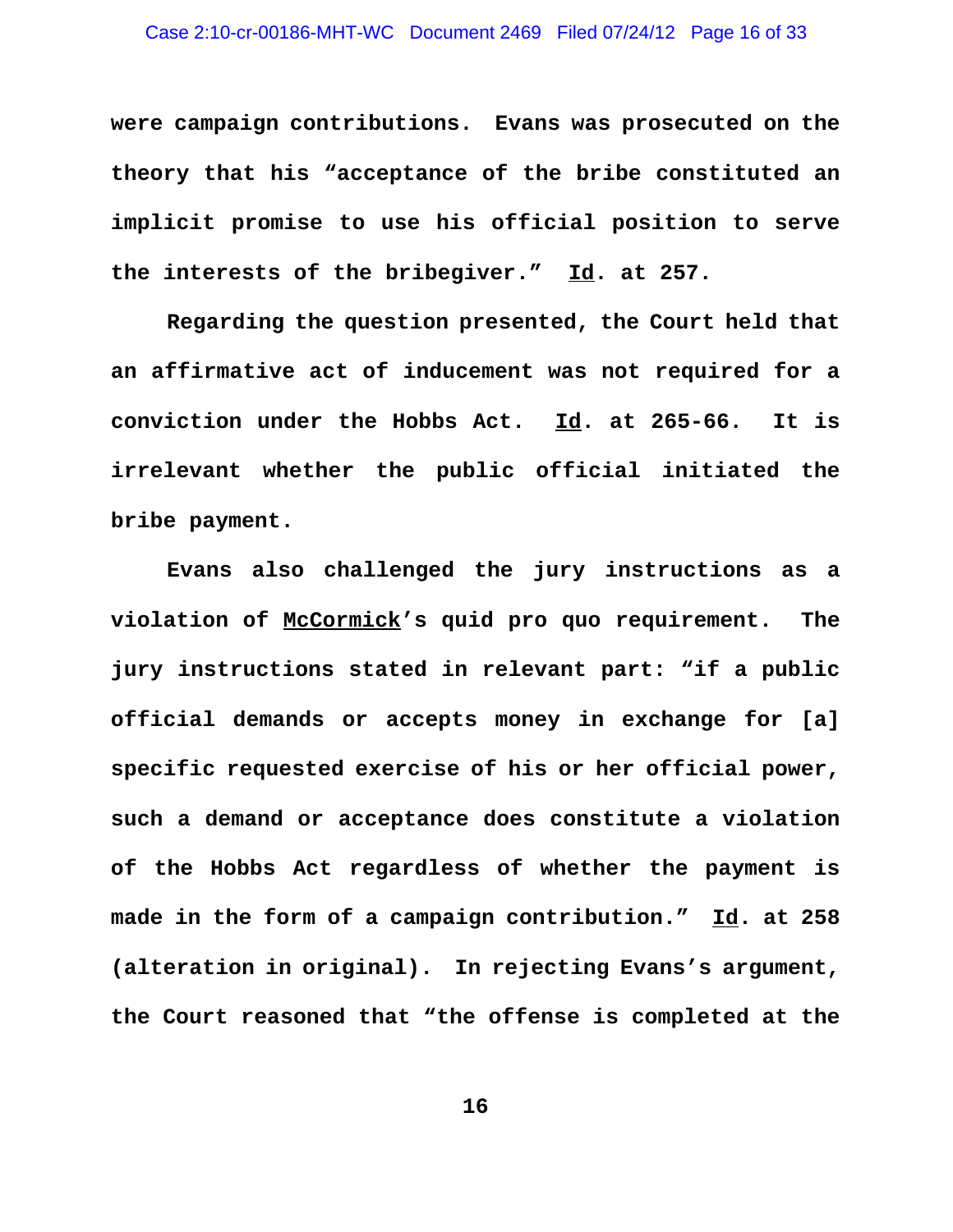**were campaign contributions. Evans was prosecuted on the theory that his "acceptance of the bribe constituted an implicit promise to use his official position to serve the interests of the bribegiver." Id. at 257.**

**Regarding the question presented, the Court held that an affirmative act of inducement was not required for a conviction under the Hobbs Act. Id. at 265-66. It is irrelevant whether the public official initiated the bribe payment.**

**Evans also challenged the jury instructions as a violation of McCormick's quid pro quo requirement. The jury instructions stated in relevant part: "if a public official demands or accepts money in exchange for [a] specific requested exercise of his or her official power, such a demand or acceptance does constitute a violation of the Hobbs Act regardless of whether the payment is made in the form of a campaign contribution." Id. at 258 (alteration in original). In rejecting Evans's argument, the Court reasoned that "the offense is completed at the**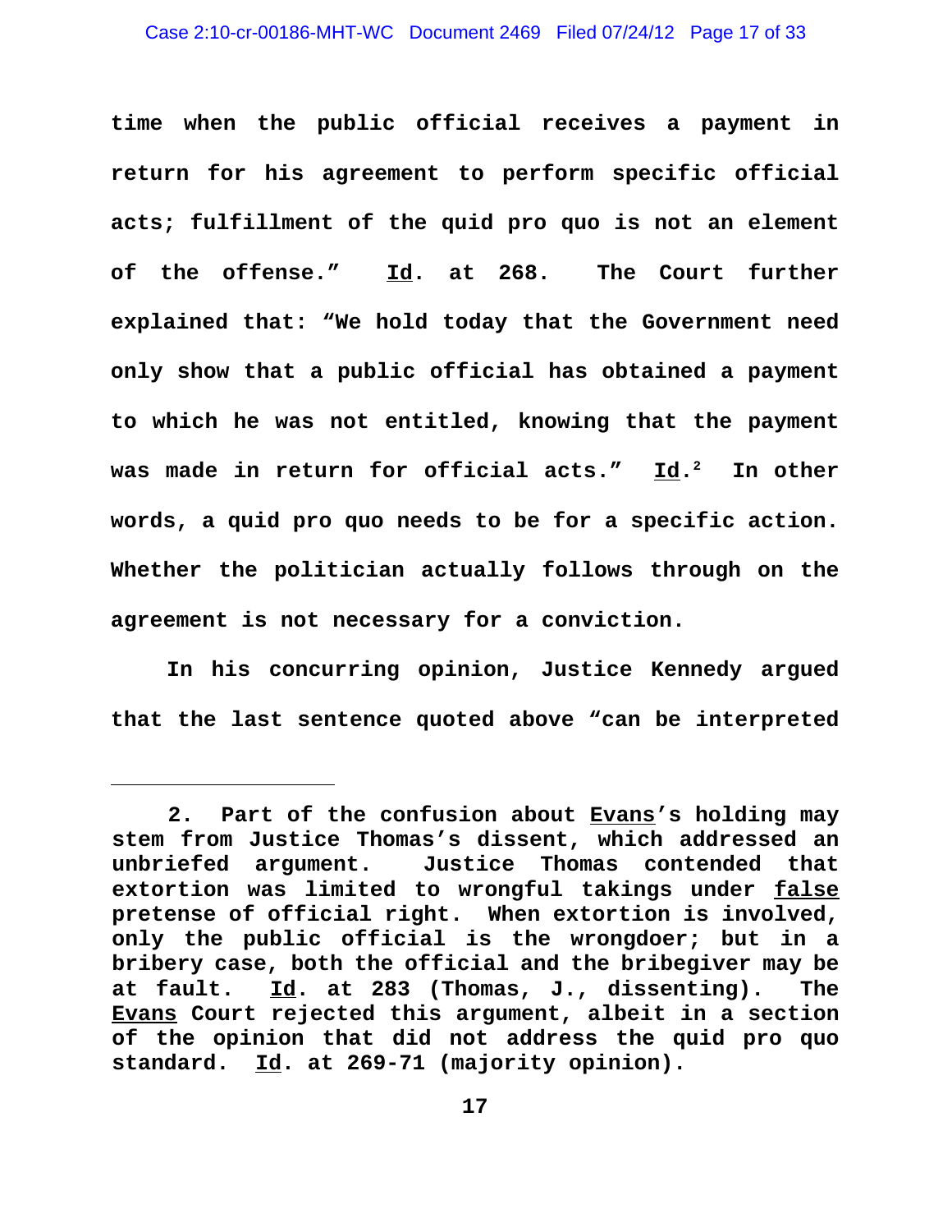time when the public official receives a payment in return for his agreement to perform specific official acts; fulfillment of the quid pro quo is not an element of the offense." Id. at 268. The Court further explained that: "We hold today that the Government need only show that a public official has obtained a payment to which he was not entitled, knowing that the payment was made in return for official acts." Id.[2] In other words, a quid pro quo needs to be for a specific action. Whether the politician actually follows through on the agreement is not necessary for a conviction.

In his concurring opinion, Justice Kennedy argued that the last sentence quoted above "can be interpreted

---

2. Part of the confusion about Evans's holding may stem from Justice Thomas's dissent, which addressed an unbriefed argument. Justice Thomas contended that extortion was limited to wrongful takings under false pretense of official right. When extortion is involved, only the public official is the wrongdoer; but in a bribery case, both the official and the bribegiver may be at fault. Id. at 283 (Thomas, J., dissenting). The Evans Court rejected this argument, albeit in a section of the opinion that did not address the quid pro quo standard. Id. at 269-71 (majority opinion).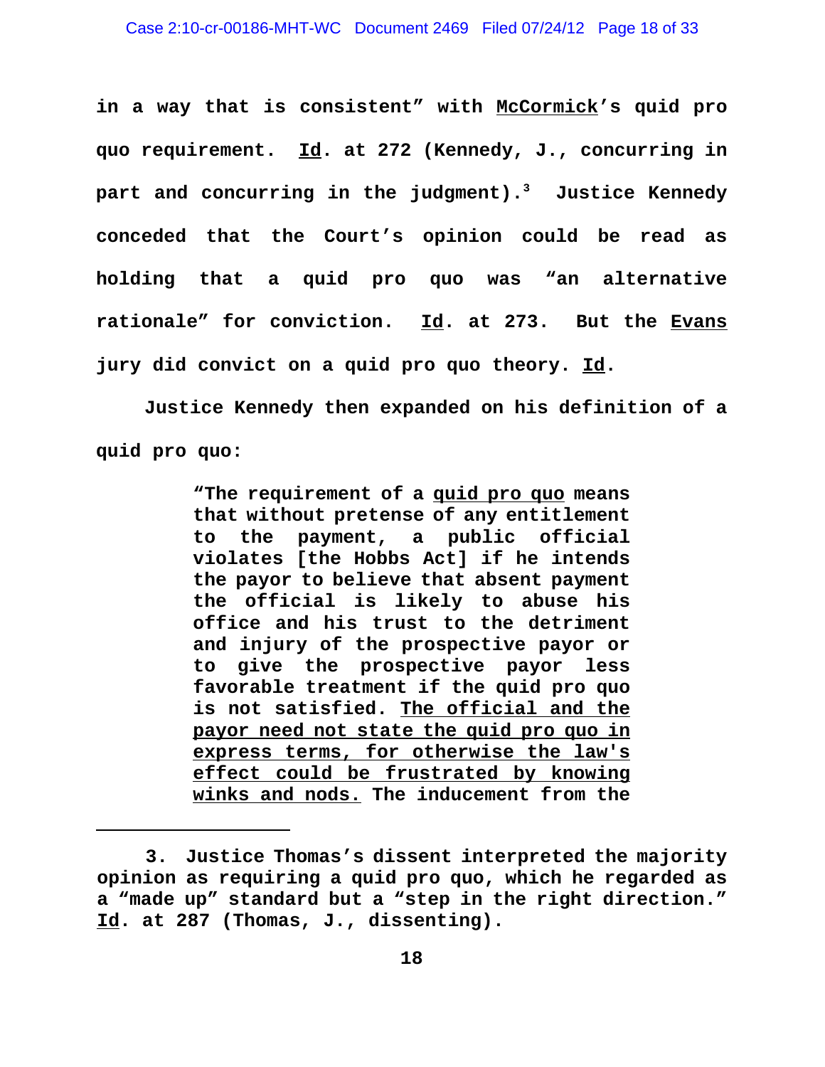**in a way that is consistent" with McCormick's quid pro quo requirement. Id. at 272 (Kennedy, J., concurring in part and concurring in the judgment).[3] Justice Kennedy conceded that the Court's opinion could be read as holding that a quid pro quo was "an alternative rationale" for conviction. Id. at 273. But the Evans jury did convict on a quid pro quo theory. Id.**

**Justice Kennedy then expanded on his definition of a quid pro quo:**

> **"The requirement of a quid pro quo means that without pretense of any entitlement to the payment, a public official violates [the Hobbs Act] if he intends the payor to believe that absent payment the official is likely to abuse his office and his trust to the detriment and injury of the prospective payor or to give the prospective payor less favorable treatment if the quid pro quo is not satisfied. The official and the payor need not state the quid pro quo in express terms, for otherwise the law's effect could be frustrated by knowing winks and nods. The inducement from the**

---

**3. Justice Thomas's dissent interpreted the majority opinion as requiring a quid pro quo, which he regarded as a "made up" standard but a "step in the right direction." Id. at 287 (Thomas, J., dissenting).**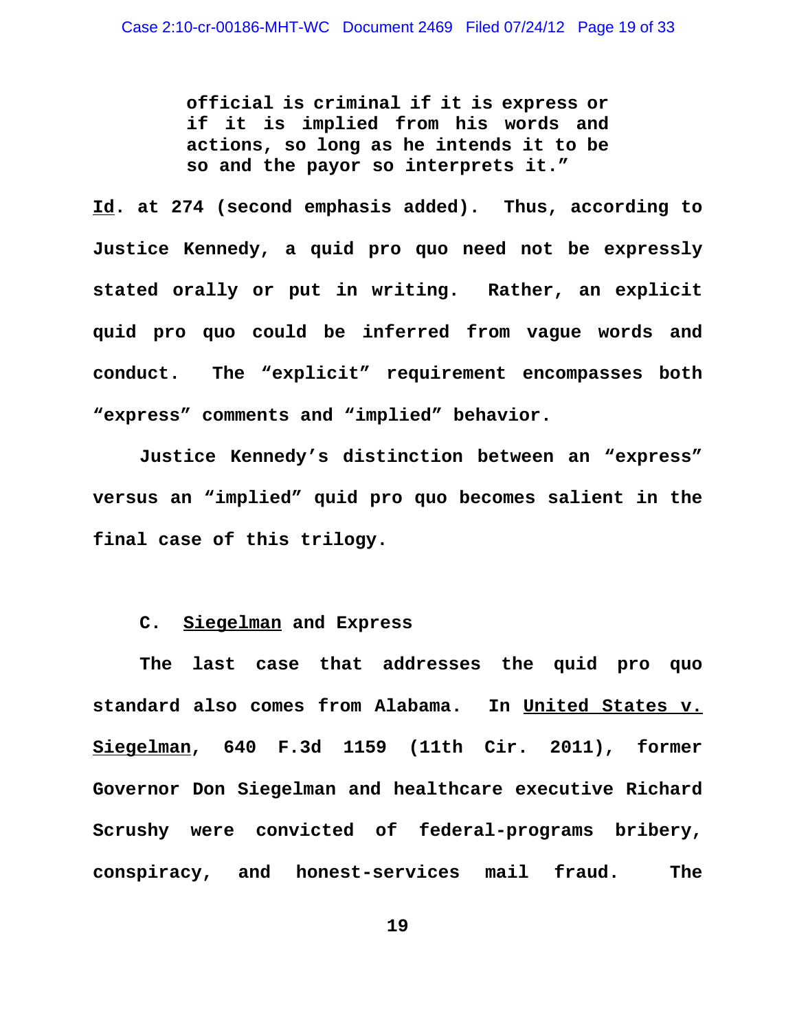> official is criminal if it is express or if it is implied from his words and actions, so long as he intends it to be so and the payor so interprets it."

Id. at 274 (second emphasis added). Thus, according to Justice Kennedy, a quid pro quo need not be expressly stated orally or put in writing. Rather, an explicit quid pro quo could be inferred from vague words and conduct. The "explicit" requirement encompasses both "express" comments and "implied" behavior.

Justice Kennedy's distinction between an "express" versus an "implied" quid pro quo becomes salient in the final case of this trilogy.

### C. Siegelman and Express

The last case that addresses the quid pro quo standard also comes from Alabama. In United States v. Siegelman, 640 F.3d 1159 (11th Cir. 2011), former Governor Don Siegelman and healthcare executive Richard Scrushy were convicted of federal-programs bribery, conspiracy, and honest-services mail fraud. The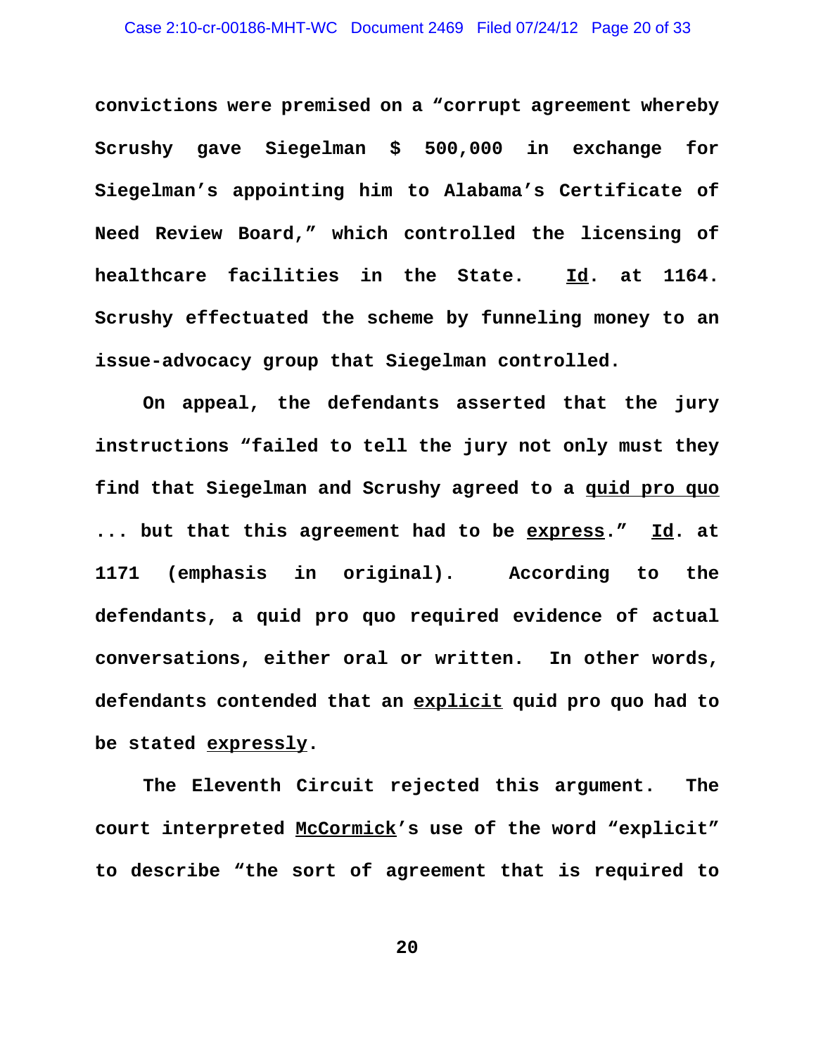**convictions were premised on a "corrupt agreement whereby Scrushy gave Siegelman $ 500,000 in exchange for Siegelman's appointing him to Alabama's Certificate of Need Review Board," which controlled the licensing of healthcare facilities in the State. <u>Id</u>. at 1164. Scrushy effectuated the scheme by funneling money to an issue-advocacy group that Siegelman controlled.**

**On appeal, the defendants asserted that the jury instructions "failed to tell the jury not only must they find that Siegelman and Scrushy agreed to a <u>quid pro quo</u> ... but that this agreement had to be <u>express</u>." <u>Id</u>. at 1171 (emphasis in original). According to the defendants, a quid pro quo required evidence of actual conversations, either oral or written. In other words, defendants contended that an <u>explicit</u> quid pro quo had to be stated <u>expressly</u>.**

**The Eleventh Circuit rejected this argument. The court interpreted <u>McCormick</u>'s use of the word "explicit" to describe "the sort of agreement that is required to**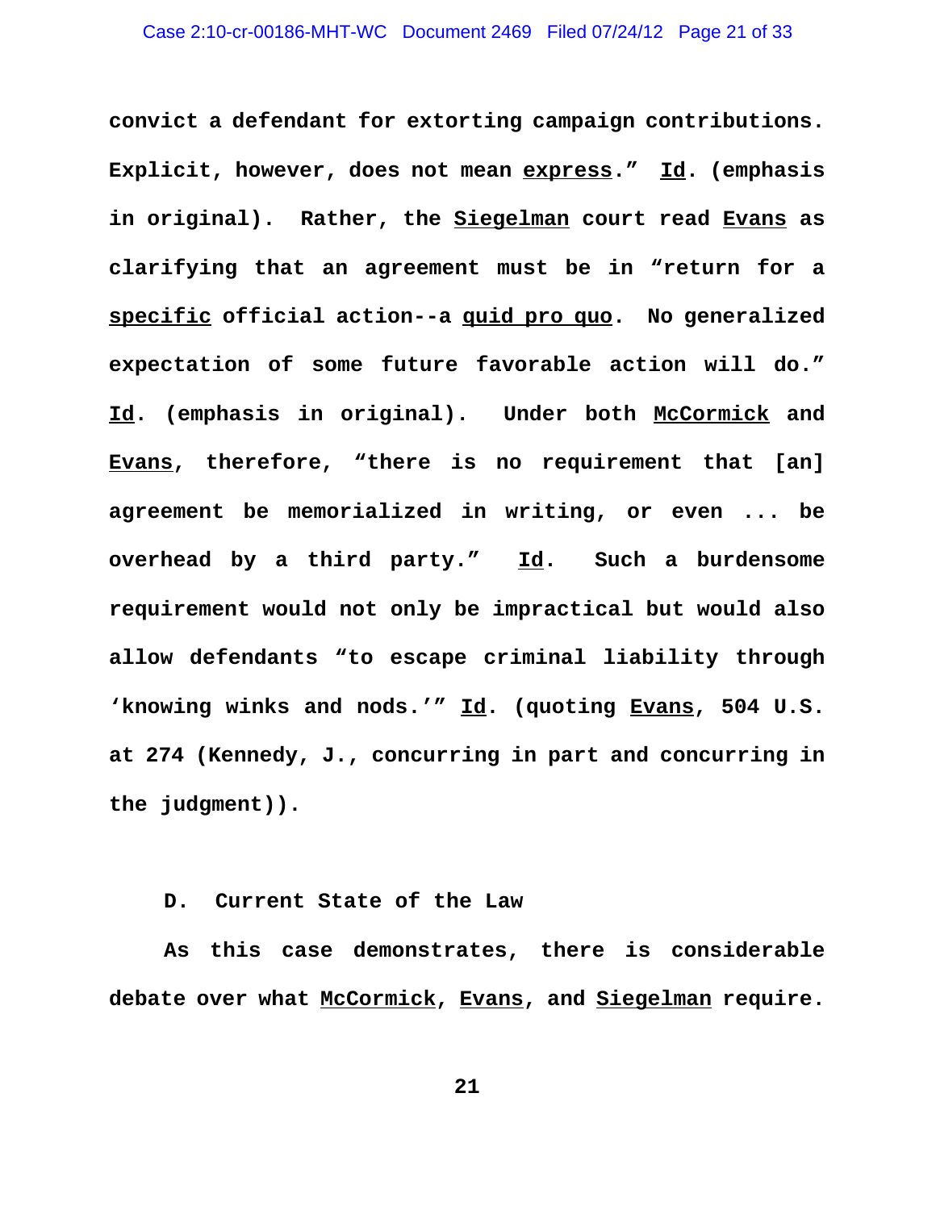**convict a defendant for extorting campaign contributions. Explicit, however, does not mean <u>express</u>." <u>Id</u>. (emphasis in original). Rather, the <u>Siegelman</u> court read <u>Evans</u> as clarifying that an agreement must be in "return for a <u>specific</u> official action--a <u>quid pro quo</u>. No generalized expectation of some future favorable action will do." <u>Id</u>. (emphasis in original). Under both <u>McCormick</u> and <u>Evans</u>, therefore, "there is no requirement that [an] agreement be memorialized in writing, or even ... be overhead by a third party." <u>Id</u>. Such a burdensome requirement would not only be impractical but would also allow defendants "to escape criminal liability through 'knowing winks and nods.'" <u>Id</u>. (quoting <u>Evans</u>, 504 U.S. at 274 (Kennedy, J., concurring in part and concurring in the judgment)).**

**D. Current State of the Law**

**As this case demonstrates, there is considerable debate over what <u>McCormick</u>, <u>Evans</u>, and <u>Siegelman</u> require.**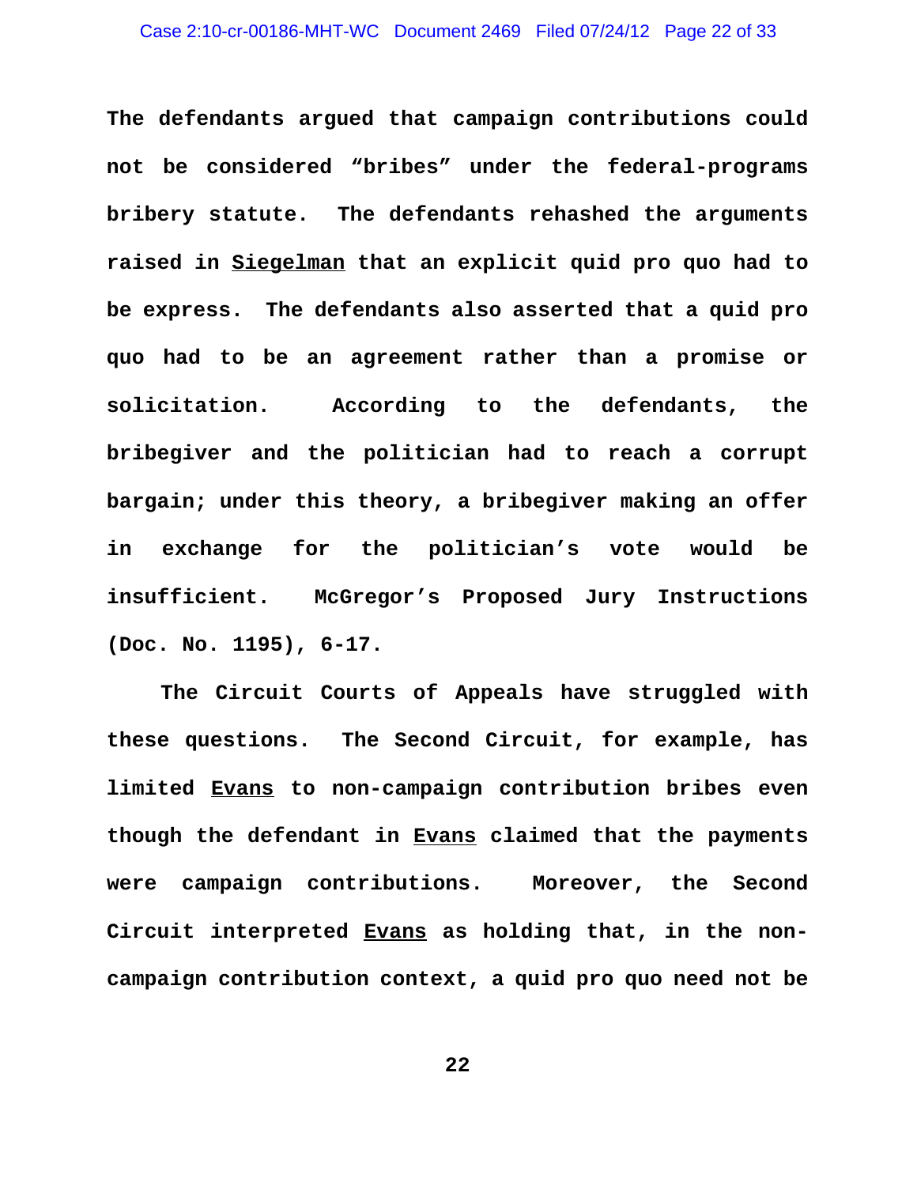**The defendants argued that campaign contributions could not be considered "bribes" under the federal-programs bribery statute. The defendants rehashed the arguments raised in <u>Siegelman</u> that an explicit quid pro quo had to be express. The defendants also asserted that a quid pro quo had to be an agreement rather than a promise or solicitation. According to the defendants, the bribegiver and the politician had to reach a corrupt bargain; under this theory, a bribegiver making an offer in exchange for the politician's vote would be insufficient. McGregor's Proposed Jury Instructions (Doc. No. 1195), 6-17.**

**The Circuit Courts of Appeals have struggled with these questions. The Second Circuit, for example, has limited <u>Evans</u> to non-campaign contribution bribes even though the defendant in <u>Evans</u> claimed that the payments were campaign contributions. Moreover, the Second Circuit interpreted <u>Evans</u> as holding that, in the non-campaign contribution context, a quid pro quo need not be**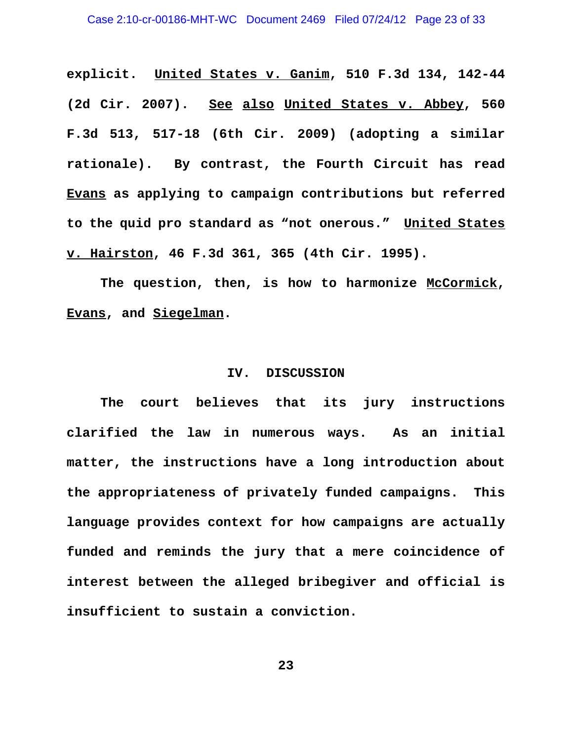explicit. United States v. Ganim, 510 F.3d 134, 142-44 (2d Cir. 2007). See also United States v. Abbey, 560 F.3d 513, 517-18 (6th Cir. 2009) (adopting a similar rationale). By contrast, the Fourth Circuit has read Evans as applying to campaign contributions but referred to the quid pro standard as "not onerous." United States v. Hairston, 46 F.3d 361, 365 (4th Cir. 1995).

The question, then, is how to harmonize McCormick, Evans, and Siegelman.

## IV. DISCUSSION

The court believes that its jury instructions clarified the law in numerous ways. As an initial matter, the instructions have a long introduction about the appropriateness of privately funded campaigns. This language provides context for how campaigns are actually funded and reminds the jury that a mere coincidence of interest between the alleged bribegiver and official is insufficient to sustain a conviction.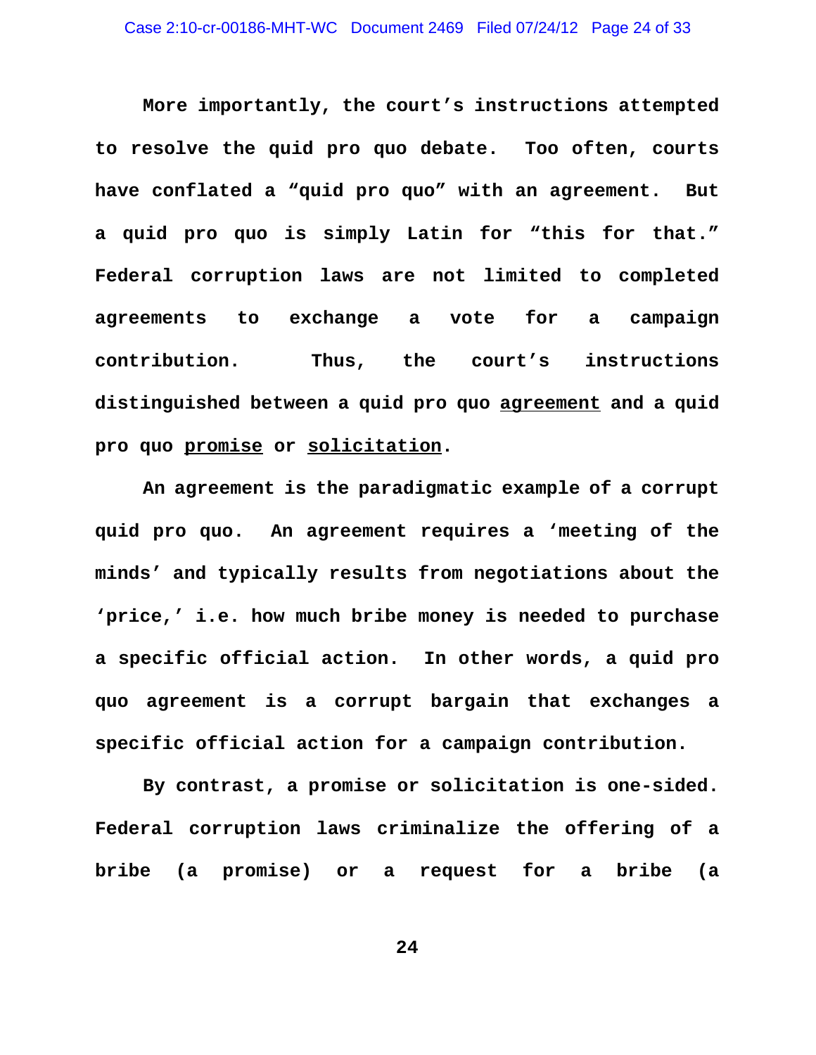**More importantly, the court's instructions attempted to resolve the quid pro quo debate. Too often, courts have conflated a "quid pro quo" with an agreement. But a quid pro quo is simply Latin for "this for that." Federal corruption laws are not limited to completed agreements to exchange a vote for a campaign contribution. Thus, the court's instructions distinguished between a quid pro quo <u>agreement</u> and a quid pro quo <u>promise</u> or <u>solicitation</u>.**

**An agreement is the paradigmatic example of a corrupt quid pro quo. An agreement requires a 'meeting of the minds' and typically results from negotiations about the 'price,' i.e. how much bribe money is needed to purchase a specific official action. In other words, a quid pro quo agreement is a corrupt bargain that exchanges a specific official action for a campaign contribution.**

**By contrast, a promise or solicitation is one-sided. Federal corruption laws criminalize the offering of a bribe (a promise) or a request for a bribe (a**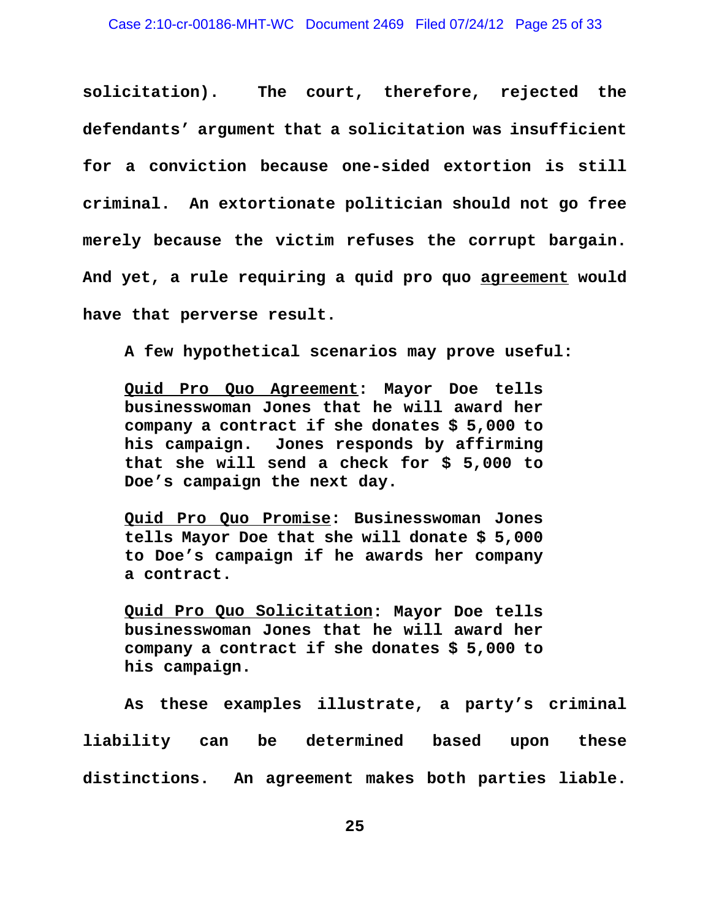**solicitation). The court, therefore, rejected the defendants' argument that a solicitation was insufficient for a conviction because one-sided extortion is still criminal. An extortionate politician should not go free merely because the victim refuses the corrupt bargain. And yet, a rule requiring a quid pro quo <u>agreement</u> would have that perverse result.**

**A few hypothetical scenarios may prove useful:**

> **<u>Quid Pro Quo Agreement</u>: Mayor Doe tells businesswoman Jones that he will award her company a contract if she donates $ 5,000 to his campaign. Jones responds by affirming that she will send a check for $ 5,000 to Doe's campaign the next day.**
>
> **<u>Quid Pro Quo Promise</u>: Businesswoman Jones tells Mayor Doe that she will donate $ 5,000 to Doe's campaign if he awards her company a contract.**
>
> **<u>Quid Pro Quo Solicitation</u>: Mayor Doe tells businesswoman Jones that he will award her company a contract if she donates $ 5,000 to his campaign.**

**As these examples illustrate, a party's criminal liability can be determined based upon these distinctions. An agreement makes both parties liable.**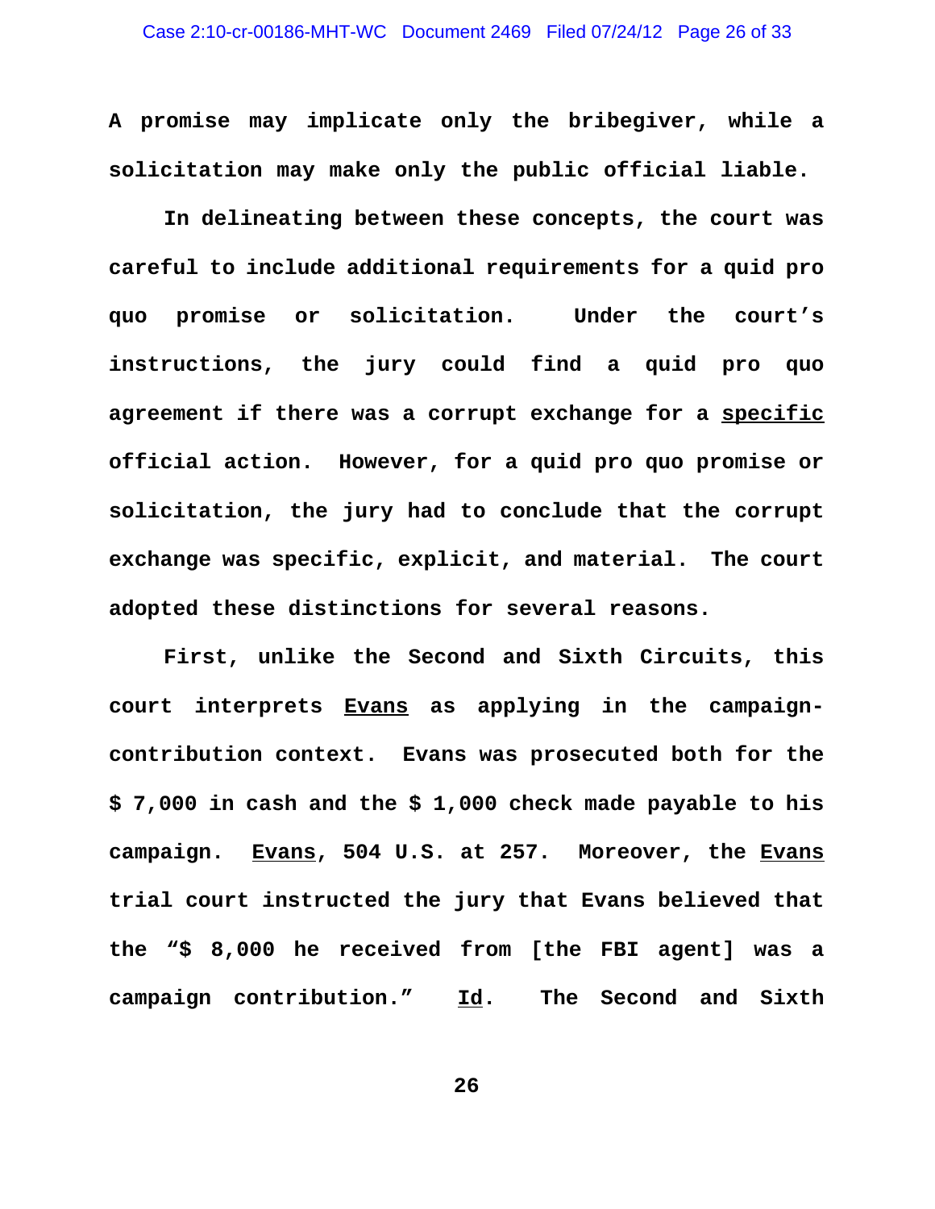**A promise may implicate only the bribegiver, while a solicitation may make only the public official liable.**

**In delineating between these concepts, the court was careful to include additional requirements for a quid pro quo promise or solicitation. Under the court's instructions, the jury could find a quid pro quo agreement if there was a corrupt exchange for a <u>specific</u> official action. However, for a quid pro quo promise or solicitation, the jury had to conclude that the corrupt exchange was specific, explicit, and material. The court adopted these distinctions for several reasons.**

**First, unlike the Second and Sixth Circuits, this court interprets <u>Evans</u> as applying in the campaign-contribution context. Evans was prosecuted both for the $ 7,000 in cash and the $ 1,000 check made payable to his campaign. <u>Evans</u>, 504 U.S. at 257. Moreover, the <u>Evans</u> trial court instructed the jury that Evans believed that the "$ 8,000 he received from [the FBI agent] was a campaign contribution." <u>Id</u>. The Second and Sixth**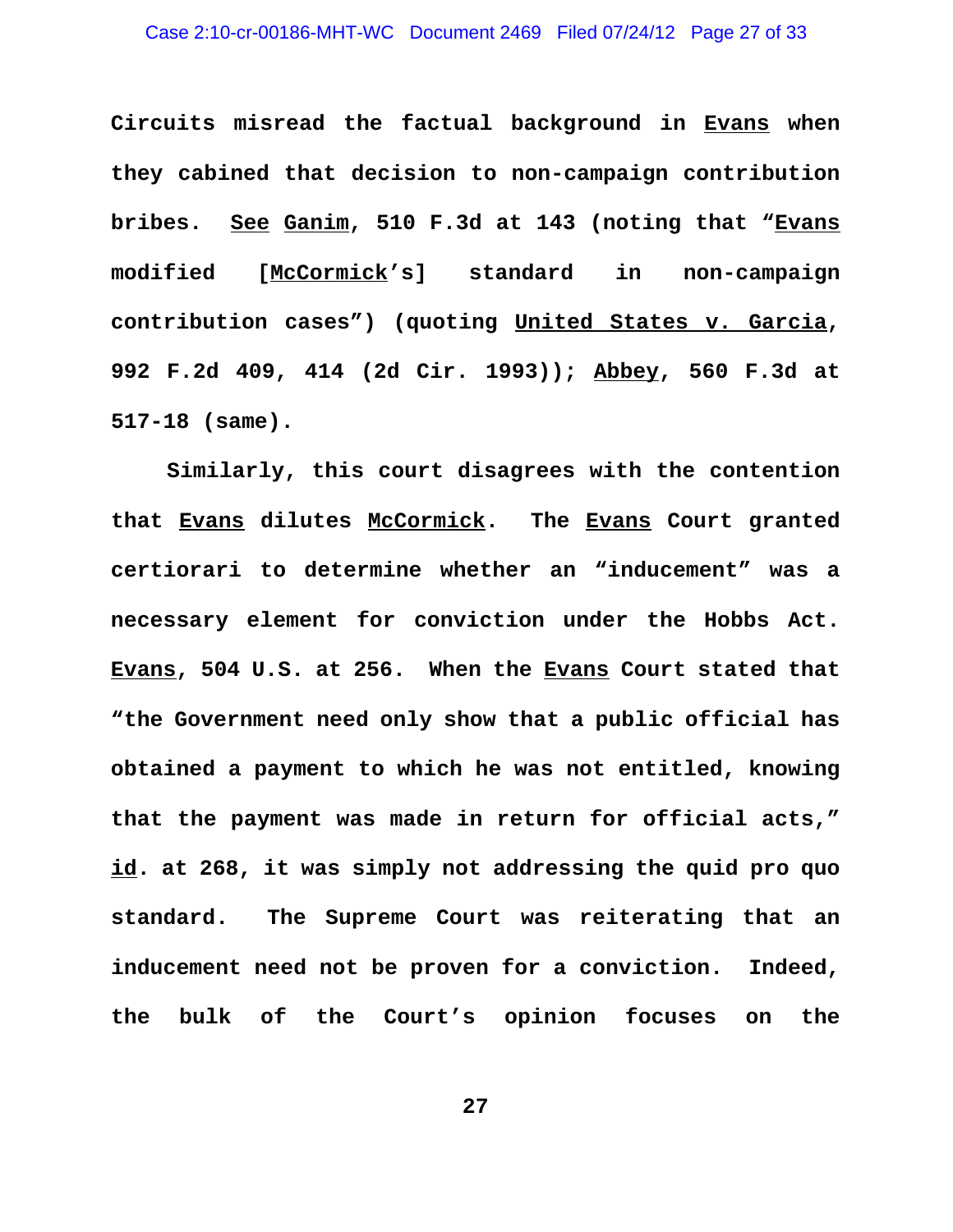**Circuits misread the factual background in Evans when they cabined that decision to non-campaign contribution bribes. See Ganim, 510 F.3d at 143 (noting that "Evans modified [McCormick's] standard in non-campaign contribution cases") (quoting United States v. Garcia, 992 F.2d 409, 414 (2d Cir. 1993)); Abbey, 560 F.3d at 517-18 (same).**

**Similarly, this court disagrees with the contention that Evans dilutes McCormick. The Evans Court granted certiorari to determine whether an "inducement" was a necessary element for conviction under the Hobbs Act. Evans, 504 U.S. at 256. When the Evans Court stated that "the Government need only show that a public official has obtained a payment to which he was not entitled, knowing that the payment was made in return for official acts," id. at 268, it was simply not addressing the quid pro quo standard. The Supreme Court was reiterating that an inducement need not be proven for a conviction. Indeed, the bulk of the Court's opinion focuses on the**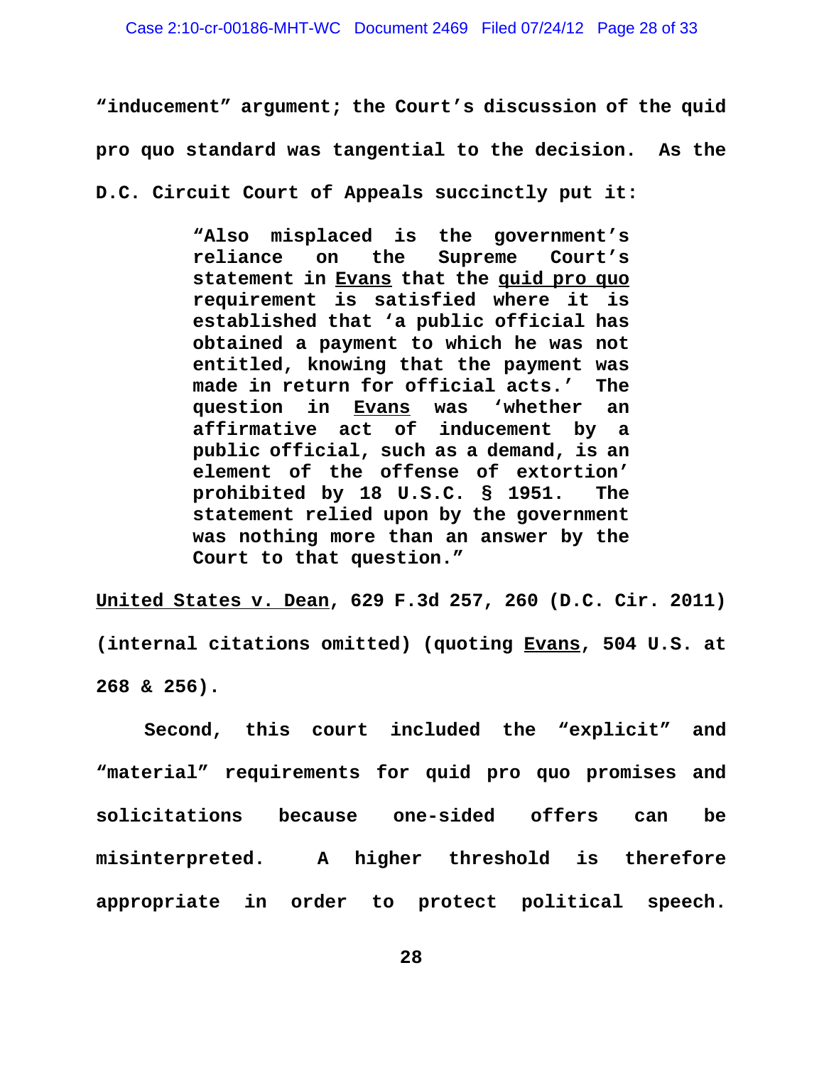**"inducement" argument; the Court's discussion of the quid pro quo standard was tangential to the decision. As the D.C. Circuit Court of Appeals succinctly put it:**

> **"Also misplaced is the government's reliance on the Supreme Court's statement in <u>Evans</u> that the <u>quid pro quo</u> requirement is satisfied where it is established that 'a public official has obtained a payment to which he was not entitled, knowing that the payment was made in return for official acts.' The question in <u>Evans</u> was 'whether an affirmative act of inducement by a public official, such as a demand, is an element of the offense of extortion' prohibited by 18 U.S.C. § 1951. The statement relied upon by the government was nothing more than an answer by the Court to that question."**

**<u>United States v. Dean</u>, 629 F.3d 257, 260 (D.C. Cir. 2011) (internal citations omitted) (quoting <u>Evans</u>, 504 U.S. at 268 & 256).**

**Second, this court included the "explicit" and "material" requirements for quid pro quo promises and solicitations because one-sided offers can be misinterpreted. A higher threshold is therefore appropriate in order to protect political speech.**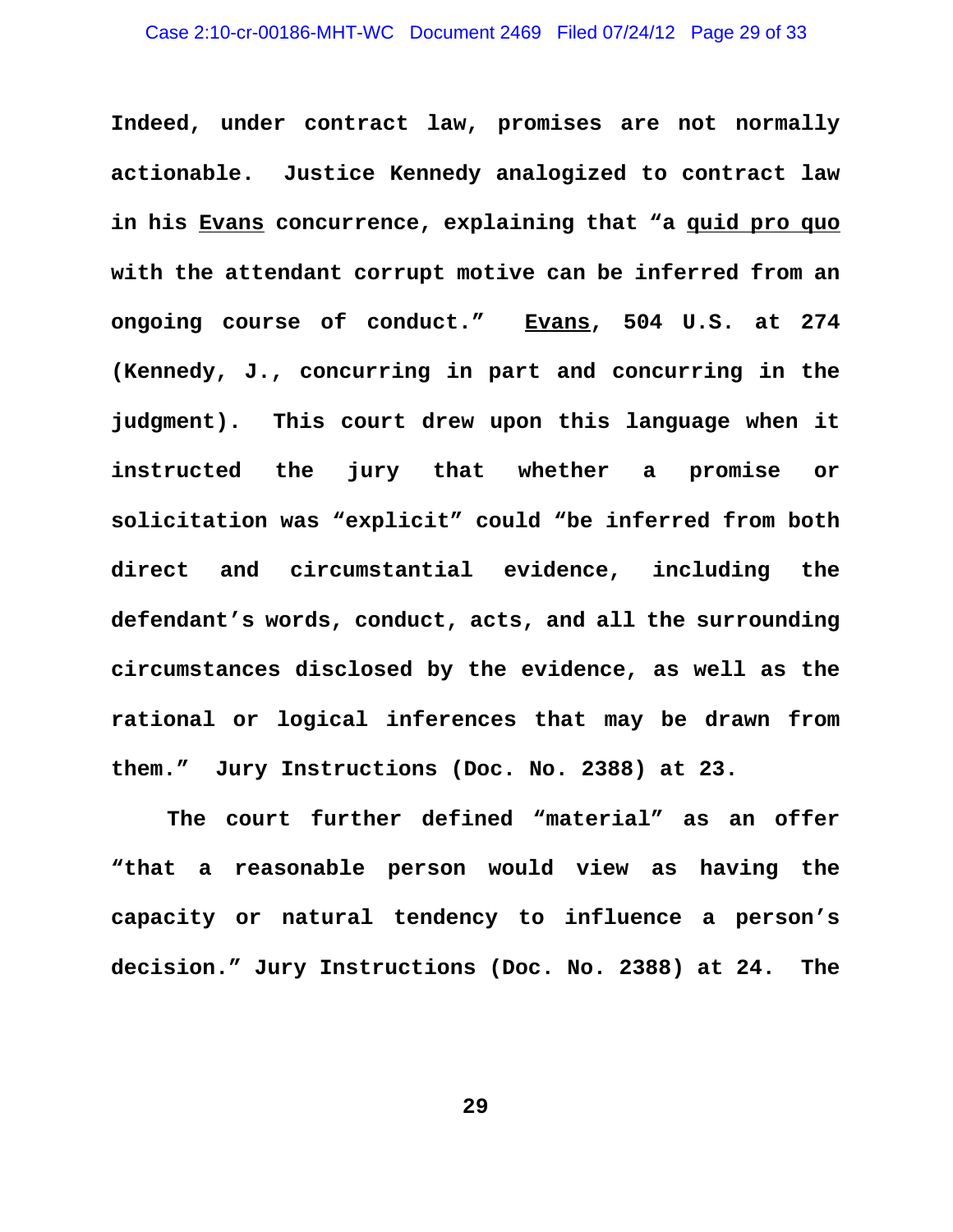**Indeed, under contract law, promises are not normally actionable. Justice Kennedy analogized to contract law in his <u>Evans</u> concurrence, explaining that "a <u>quid pro quo</u> with the attendant corrupt motive can be inferred from an ongoing course of conduct." <u>Evans</u>, 504 U.S. at 274 (Kennedy, J., concurring in part and concurring in the judgment). This court drew upon this language when it instructed the jury that whether a promise or solicitation was "explicit" could "be inferred from both direct and circumstantial evidence, including the defendant's words, conduct, acts, and all the surrounding circumstances disclosed by the evidence, as well as the rational or logical inferences that may be drawn from them." Jury Instructions (Doc. No. 2388) at 23.**

**The court further defined "material" as an offer "that a reasonable person would view as having the capacity or natural tendency to influence a person's decision." Jury Instructions (Doc. No. 2388) at 24. The**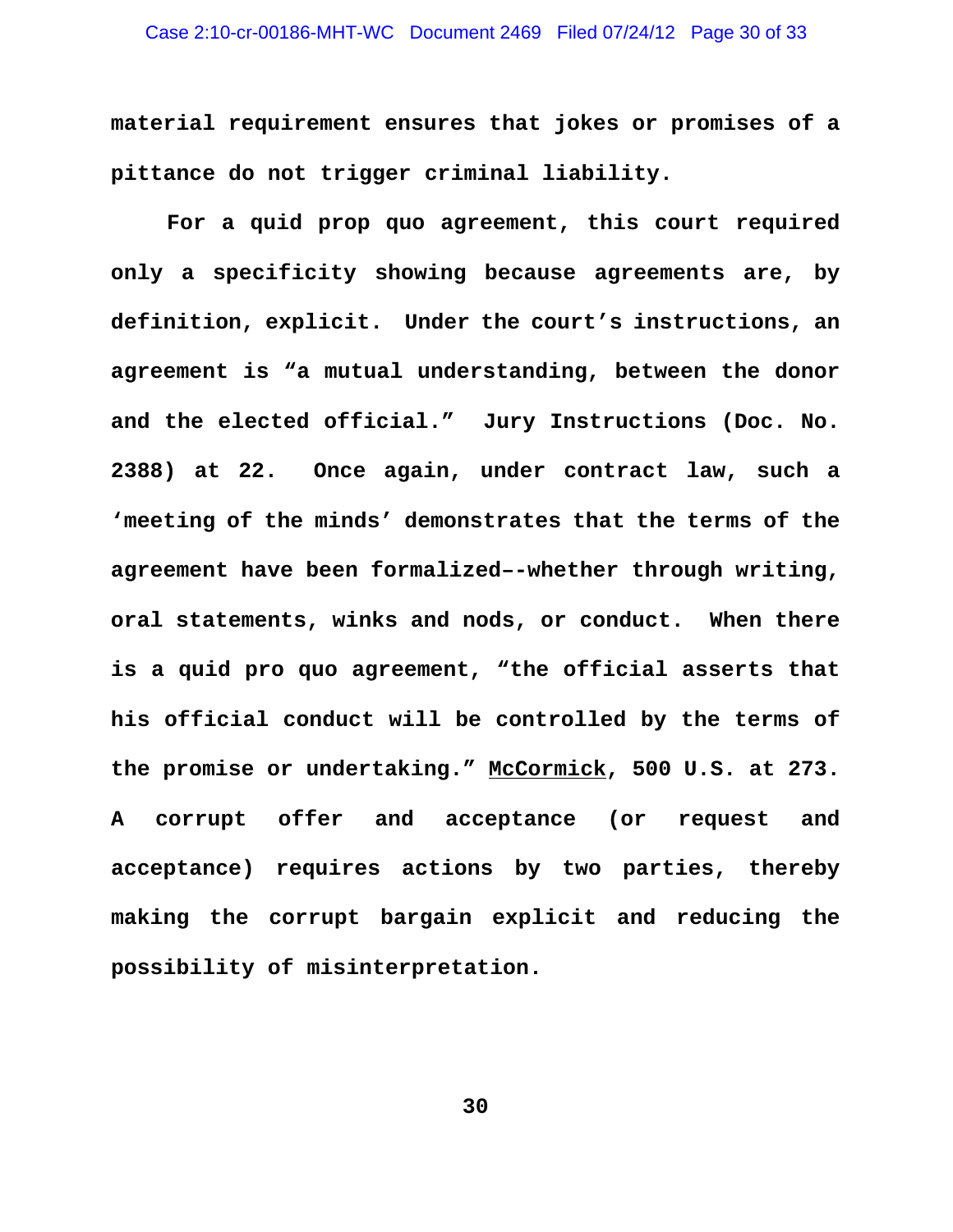**material requirement ensures that jokes or promises of a pittance do not trigger criminal liability.**

**For a quid prop quo agreement, this court required only a specificity showing because agreements are, by definition, explicit. Under the court's instructions, an agreement is "a mutual understanding, between the donor and the elected official." Jury Instructions (Doc. No. 2388) at 22. Once again, under contract law, such a 'meeting of the minds' demonstrates that the terms of the agreement have been formalized–-whether through writing, oral statements, winks and nods, or conduct. When there is a quid pro quo agreement, "the official asserts that his official conduct will be controlled by the terms of the promise or undertaking." McCormick, 500 U.S. at 273. A corrupt offer and acceptance (or request and acceptance) requires actions by two parties, thereby making the corrupt bargain explicit and reducing the possibility of misinterpretation.**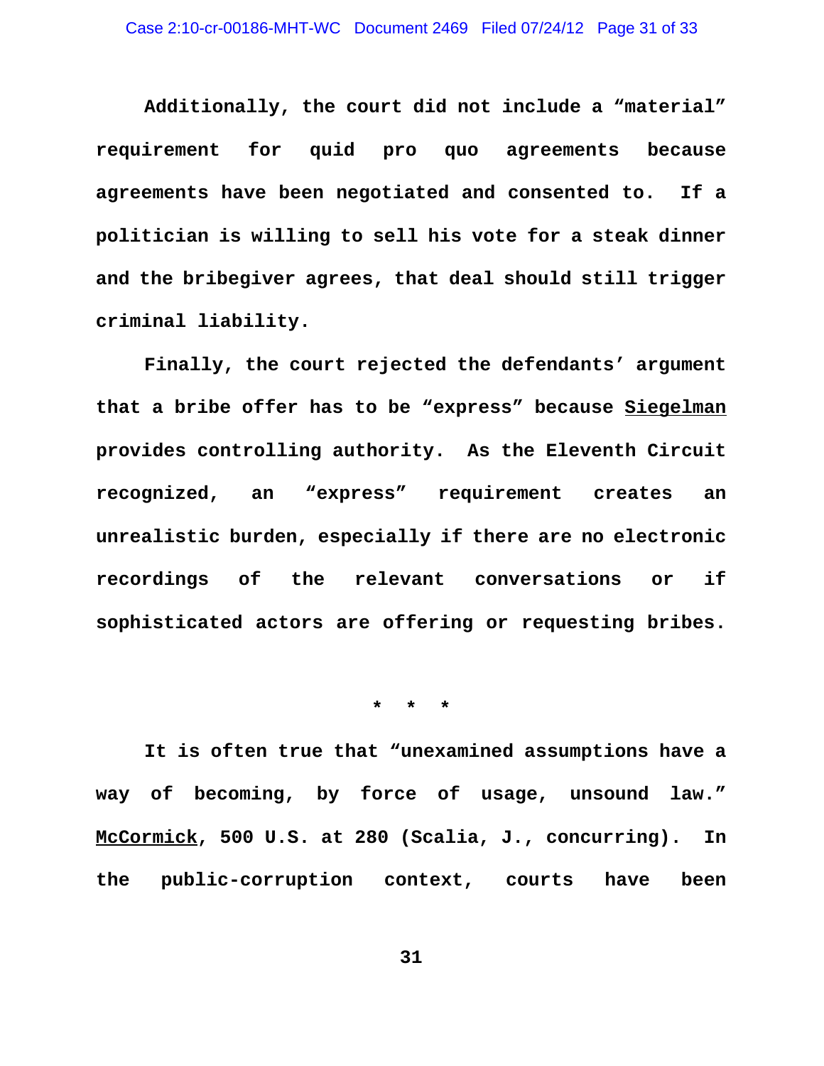**Additionally, the court did not include a "material" requirement for quid pro quo agreements because agreements have been negotiated and consented to. If a politician is willing to sell his vote for a steak dinner and the bribegiver agrees, that deal should still trigger criminal liability.**

**Finally, the court rejected the defendants' argument that a bribe offer has to be "express" because <u>Siegelman</u> provides controlling authority. As the Eleventh Circuit recognized, an "express" requirement creates an unrealistic burden, especially if there are no electronic recordings of the relevant conversations or if sophisticated actors are offering or requesting bribes.**

**\* \* \***

**It is often true that "unexamined assumptions have a way of becoming, by force of usage, unsound law." <u>McCormick</u>, 500 U.S. at 280 (Scalia, J., concurring). In the public-corruption context, courts have been**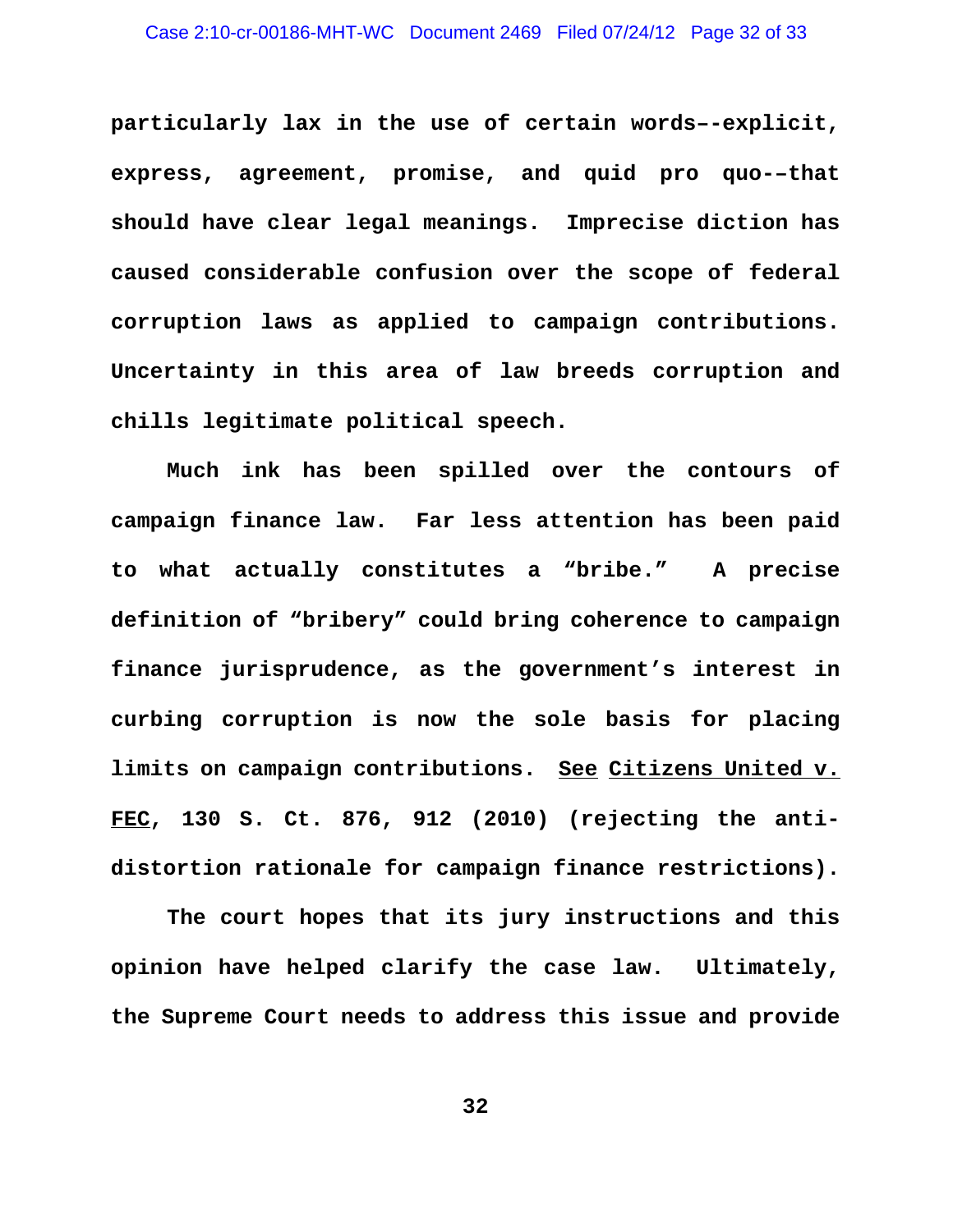particularly lax in the use of certain words--explicit, express, agreement, promise, and quid pro quo--that should have clear legal meanings. Imprecise diction has caused considerable confusion over the scope of federal corruption laws as applied to campaign contributions. Uncertainty in this area of law breeds corruption and chills legitimate political speech.

Much ink has been spilled over the contours of campaign finance law. Far less attention has been paid to what actually constitutes a "bribe." A precise definition of "bribery" could bring coherence to campaign finance jurisprudence, as the government's interest in curbing corruption is now the sole basis for placing limits on campaign contributions. See Citizens United v. FEC, 130 S. Ct. 876, 912 (2010) (rejecting the anti-distortion rationale for campaign finance restrictions).

The court hopes that its jury instructions and this opinion have helped clarify the case law. Ultimately, the Supreme Court needs to address this issue and provide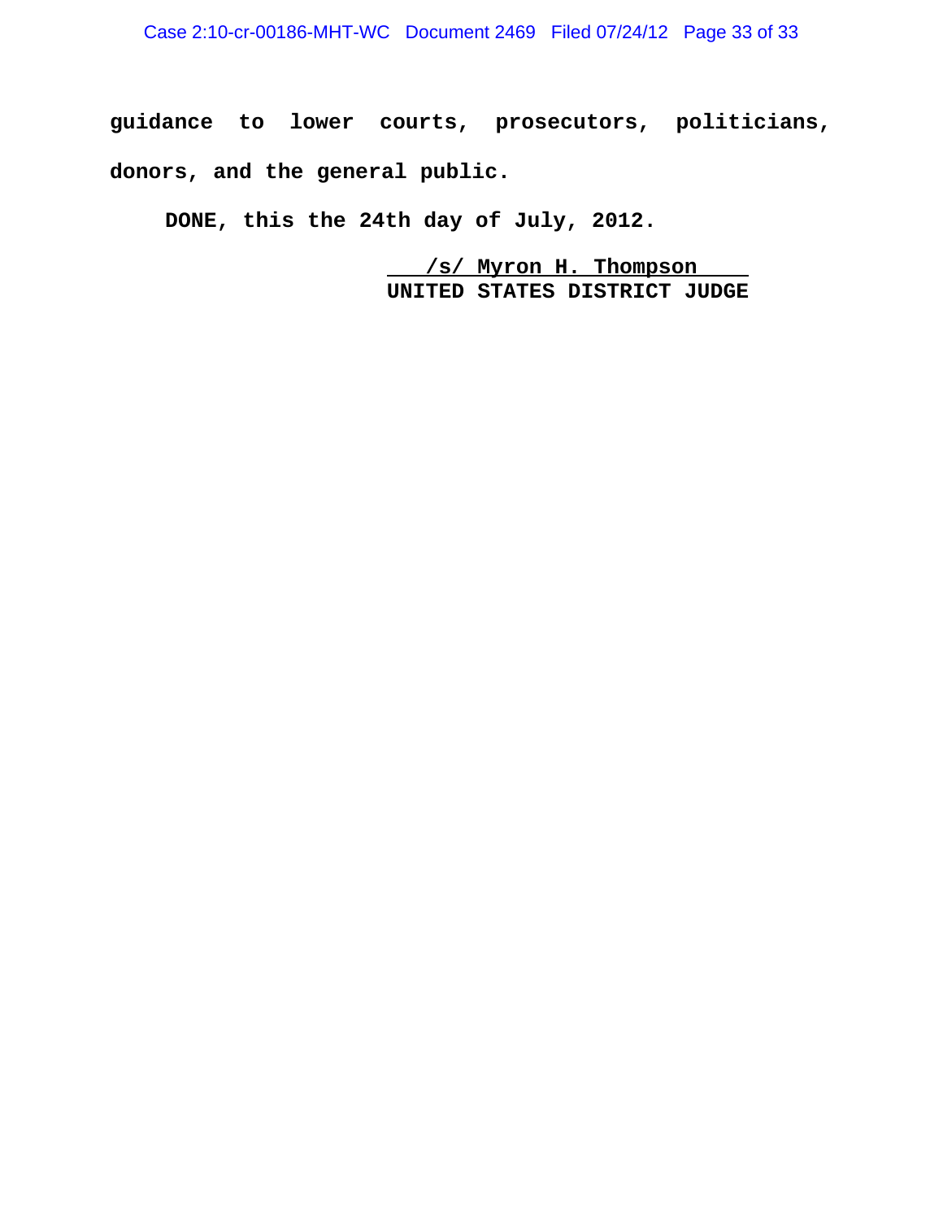**guidance to lower courts, prosecutors, politicians, donors, and the general public.**

**DONE, this the 24th day of July, 2012.**

**/s/ Myron H. Thompson**
**UNITED STATES DISTRICT JUDGE**